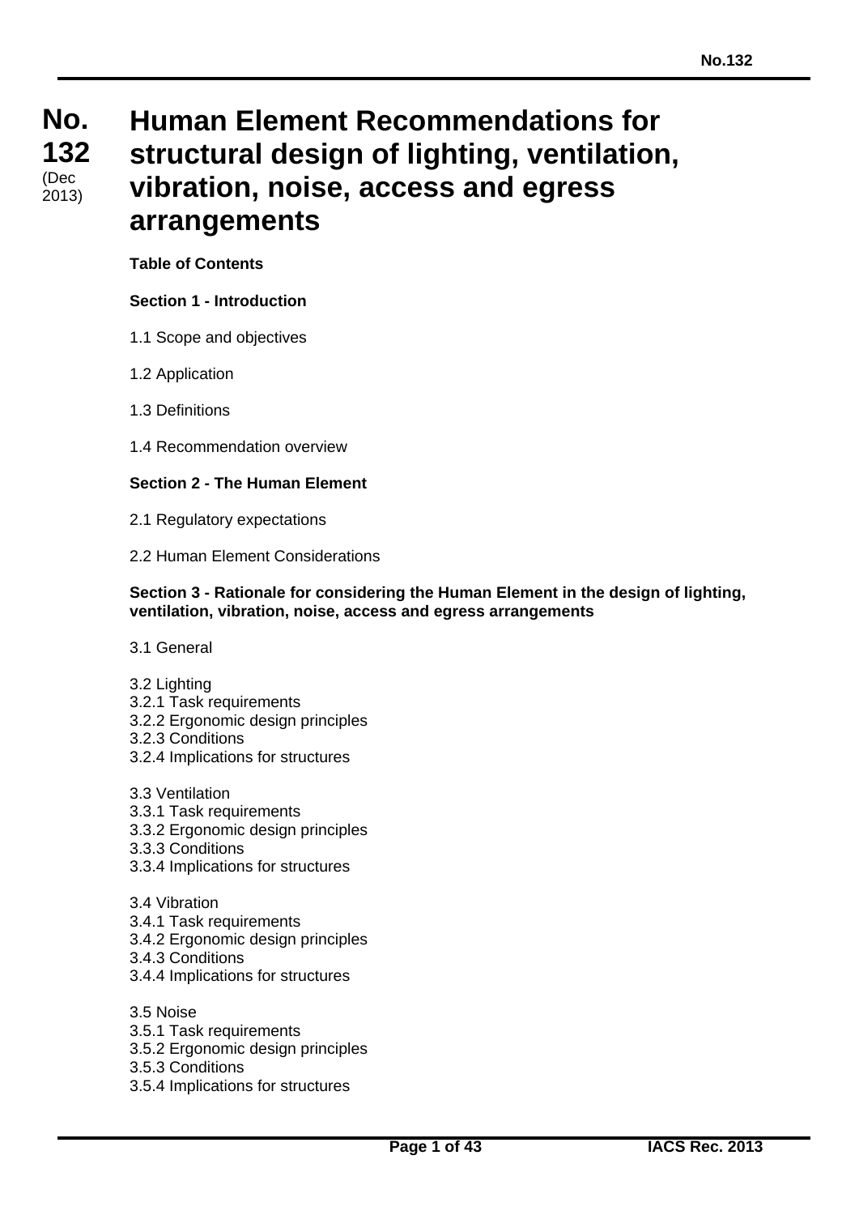# No. 132 (Dec 2013) Human Element Recommendations for structural design of lighting, ventilation, vibration, noise, access and egress arrangements

**Table of Contents**

**Section 1 - Introduction**

1.1 Scope and objectives

1.2 Application

1.3 Definitions

1.4 Recommendation overview

**Section 2 - The Human Element**

2.1 Regulatory expectations

2.2 Human Element Considerations

**Section 3 - Rationale for considering the Human Element in the design of lighting, ventilation, vibration, noise, access and egress arrangements**

3.1 General

3.2 Lighting
3.2.1 Task requirements
3.2.2 Ergonomic design principles
3.2.3 Conditions
3.2.4 Implications for structures

3.3 Ventilation
3.3.1 Task requirements
3.3.2 Ergonomic design principles
3.3.3 Conditions
3.3.4 Implications for structures

3.4 Vibration
3.4.1 Task requirements
3.4.2 Ergonomic design principles
3.4.3 Conditions
3.4.4 Implications for structures

3.5 Noise
3.5.1 Task requirements
3.5.2 Ergonomic design principles
3.5.3 Conditions
3.5.4 Implications for structures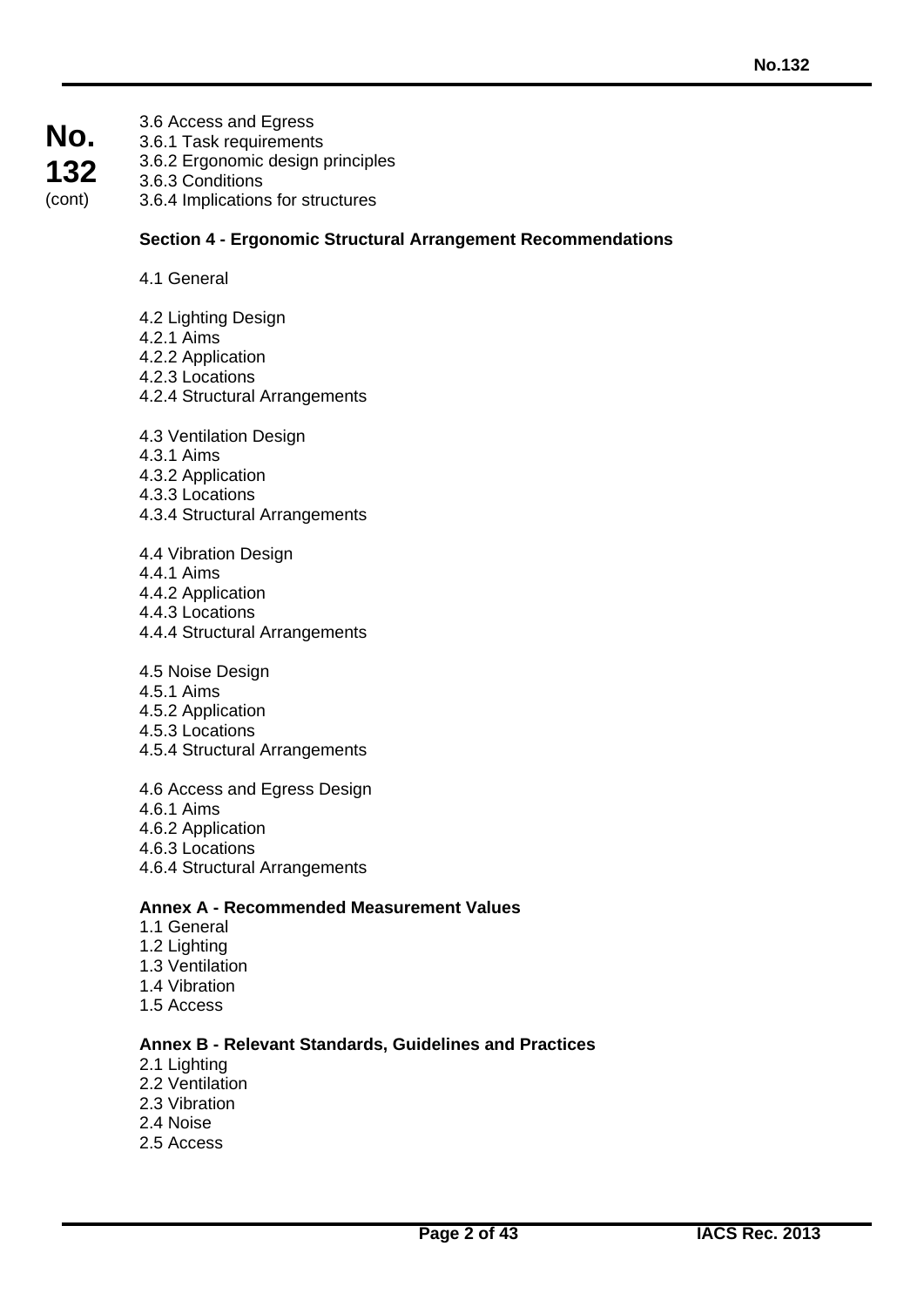3.6 Access and Egress
3.6.1 Task requirements
3.6.2 Ergonomic design principles
3.6.3 Conditions
3.6.4 Implications for structures

**Section 4 - Ergonomic Structural Arrangement Recommendations**

4.1 General

4.2 Lighting Design
4.2.1 Aims
4.2.2 Application
4.2.3 Locations
4.2.4 Structural Arrangements

4.3 Ventilation Design
4.3.1 Aims
4.3.2 Application
4.3.3 Locations
4.3.4 Structural Arrangements

4.4 Vibration Design
4.4.1 Aims
4.4.2 Application
4.4.3 Locations
4.4.4 Structural Arrangements

4.5 Noise Design
4.5.1 Aims
4.5.2 Application
4.5.3 Locations
4.5.4 Structural Arrangements

4.6 Access and Egress Design
4.6.1 Aims
4.6.2 Application
4.6.3 Locations
4.6.4 Structural Arrangements

**Annex A - Recommended Measurement Values**
1.1 General
1.2 Lighting
1.3 Ventilation
1.4 Vibration
1.5 Access

**Annex B - Relevant Standards, Guidelines and Practices**
2.1 Lighting
2.2 Ventilation
2.3 Vibration
2.4 Noise
2.5 Access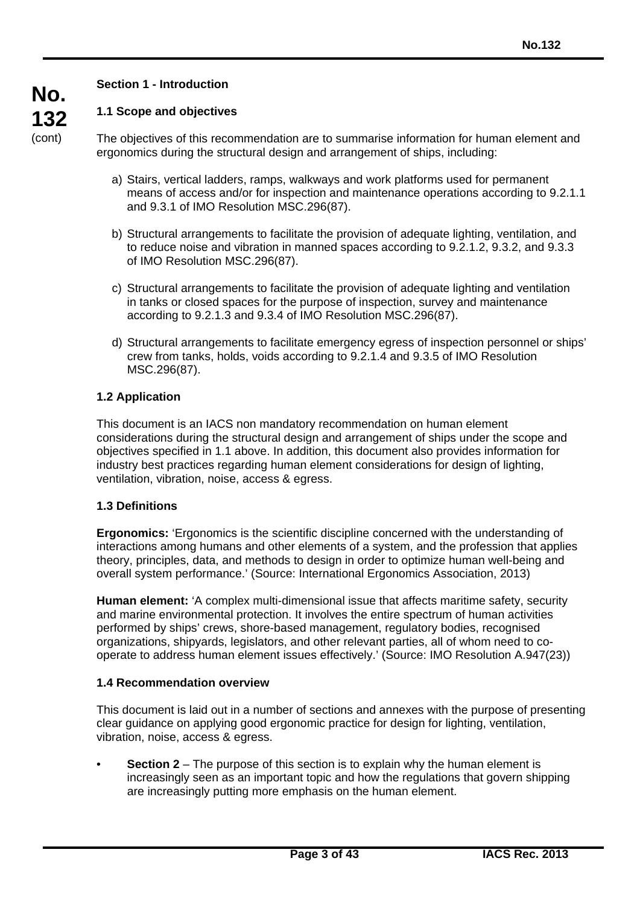## Section 1 - Introduction

### 1.1 Scope and objectives

The objectives of this recommendation are to summarise information for human element and ergonomics during the structural design and arrangement of ships, including:

a) Stairs, vertical ladders, ramps, walkways and work platforms used for permanent means of access and/or for inspection and maintenance operations according to 9.2.1.1 and 9.3.1 of IMO Resolution MSC.296(87).

b) Structural arrangements to facilitate the provision of adequate lighting, ventilation, and to reduce noise and vibration in manned spaces according to 9.2.1.2, 9.3.2, and 9.3.3 of IMO Resolution MSC.296(87).

c) Structural arrangements to facilitate the provision of adequate lighting and ventilation in tanks or closed spaces for the purpose of inspection, survey and maintenance according to 9.2.1.3 and 9.3.4 of IMO Resolution MSC.296(87).

d) Structural arrangements to facilitate emergency egress of inspection personnel or ships' crew from tanks, holds, voids according to 9.2.1.4 and 9.3.5 of IMO Resolution MSC.296(87).

### 1.2 Application

This document is an IACS non mandatory recommendation on human element considerations during the structural design and arrangement of ships under the scope and objectives specified in 1.1 above. In addition, this document also provides information for industry best practices regarding human element considerations for design of lighting, ventilation, vibration, noise, access & egress.

### 1.3 Definitions

**Ergonomics:** 'Ergonomics is the scientific discipline concerned with the understanding of interactions among humans and other elements of a system, and the profession that applies theory, principles, data, and methods to design in order to optimize human well-being and overall system performance.' (Source: International Ergonomics Association, 2013)

**Human element:** 'A complex multi-dimensional issue that affects maritime safety, security and marine environmental protection. It involves the entire spectrum of human activities performed by ships' crews, shore-based management, regulatory bodies, recognised organizations, shipyards, legislators, and other relevant parties, all of whom need to co-operate to address human element issues effectively.' (Source: IMO Resolution A.947(23))

### 1.4 Recommendation overview

This document is laid out in a number of sections and annexes with the purpose of presenting clear guidance on applying good ergonomic practice for design for lighting, ventilation, vibration, noise, access & egress.

- **Section 2** – The purpose of this section is to explain why the human element is increasingly seen as an important topic and how the regulations that govern shipping are increasingly putting more emphasis on the human element.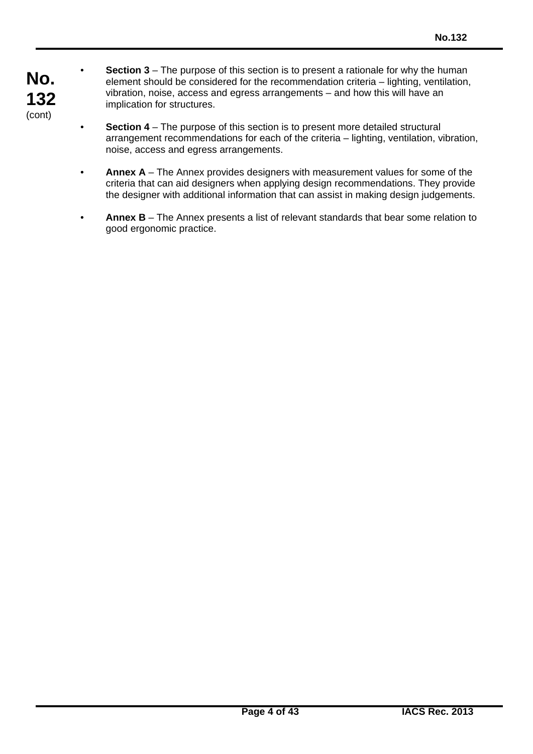- **Section 3** – The purpose of this section is to present a rationale for why the human element should be considered for the recommendation criteria – lighting, ventilation, vibration, noise, access and egress arrangements – and how this will have an implication for structures.

- **Section 4** – The purpose of this section is to present more detailed structural arrangement recommendations for each of the criteria – lighting, ventilation, vibration, noise, access and egress arrangements.

- **Annex A** – The Annex provides designers with measurement values for some of the criteria that can aid designers when applying design recommendations. They provide the designer with additional information that can assist in making design judgements.

- **Annex B** – The Annex presents a list of relevant standards that bear some relation to good ergonomic practice.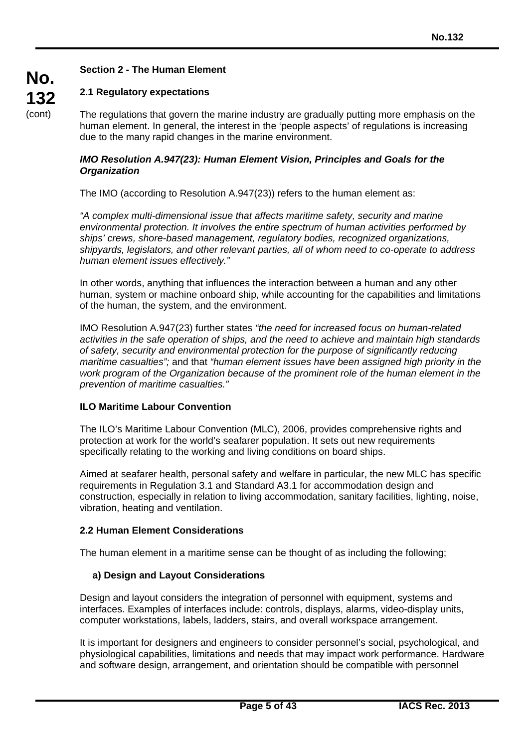## Section 2 - The Human Element

### 2.1 Regulatory expectations

The regulations that govern the marine industry are gradually putting more emphasis on the human element. In general, the interest in the 'people aspects' of regulations is increasing due to the many rapid changes in the marine environment.

***IMO Resolution A.947(23): Human Element Vision, Principles and Goals for the Organization***

The IMO (according to Resolution A.947(23)) refers to the human element as:

*"A complex multi-dimensional issue that affects maritime safety, security and marine environmental protection. It involves the entire spectrum of human activities performed by ships' crews, shore-based management, regulatory bodies, recognized organizations, shipyards, legislators, and other relevant parties, all of whom need to co-operate to address human element issues effectively."*

In other words, anything that influences the interaction between a human and any other human, system or machine onboard ship, while accounting for the capabilities and limitations of the human, the system, and the environment.

IMO Resolution A.947(23) further states *"the need for increased focus on human-related activities in the safe operation of ships, and the need to achieve and maintain high standards of safety, security and environmental protection for the purpose of significantly reducing maritime casualties";* and that *"human element issues have been assigned high priority in the work program of the Organization because of the prominent role of the human element in the prevention of maritime casualties."*

**ILO Maritime Labour Convention**

The ILO's Maritime Labour Convention (MLC), 2006, provides comprehensive rights and protection at work for the world's seafarer population. It sets out new requirements specifically relating to the working and living conditions on board ships.

Aimed at seafarer health, personal safety and welfare in particular, the new MLC has specific requirements in Regulation 3.1 and Standard A3.1 for accommodation design and construction, especially in relation to living accommodation, sanitary facilities, lighting, noise, vibration, heating and ventilation.

### 2.2 Human Element Considerations

The human element in a maritime sense can be thought of as including the following;

**a) Design and Layout Considerations**

Design and layout considers the integration of personnel with equipment, systems and interfaces. Examples of interfaces include: controls, displays, alarms, video-display units, computer workstations, labels, ladders, stairs, and overall workspace arrangement.

It is important for designers and engineers to consider personnel's social, psychological, and physiological capabilities, limitations and needs that may impact work performance. Hardware and software design, arrangement, and orientation should be compatible with personnel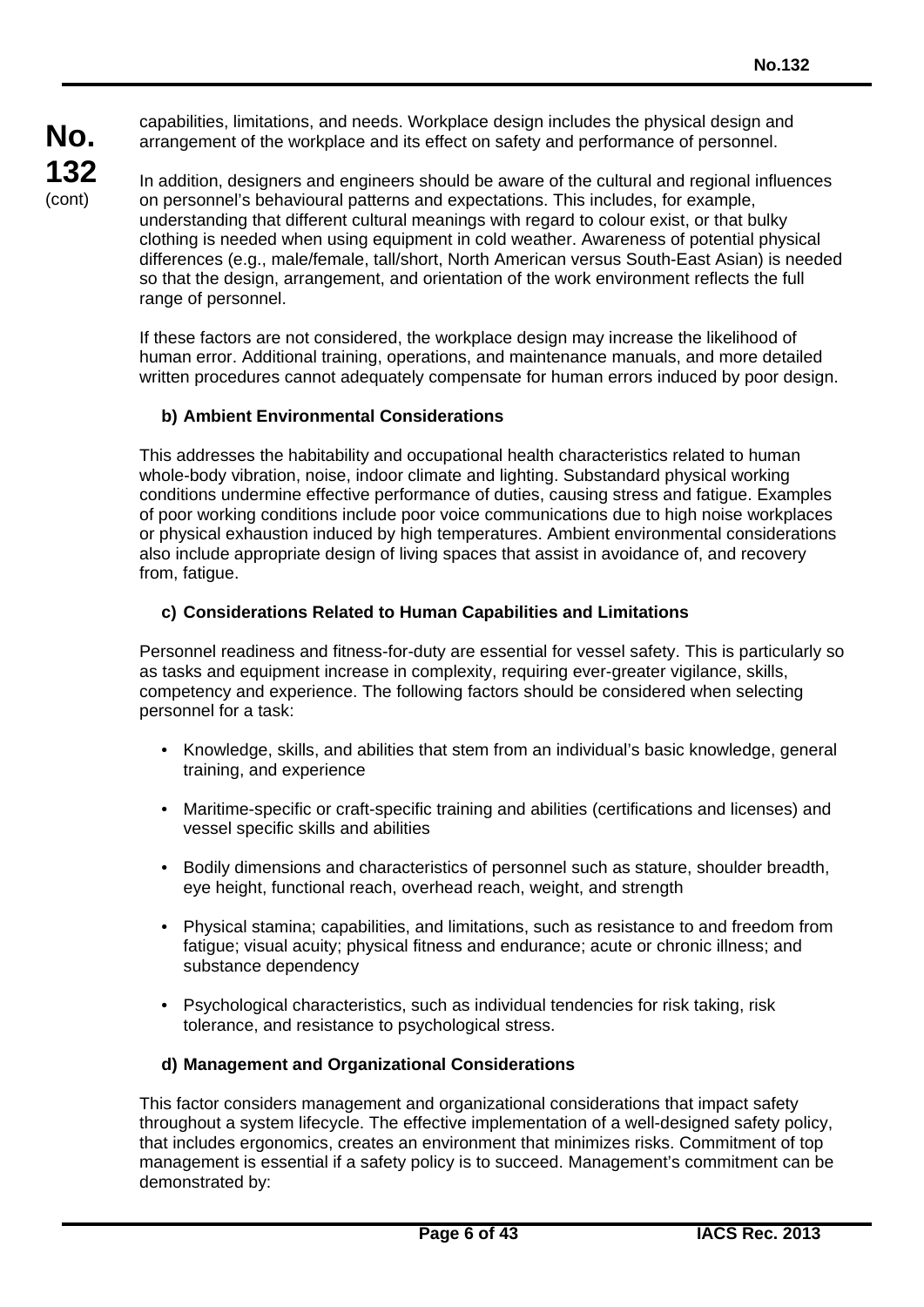capabilities, limitations, and needs. Workplace design includes the physical design and arrangement of the workplace and its effect on safety and performance of personnel.

In addition, designers and engineers should be aware of the cultural and regional influences on personnel's behavioural patterns and expectations. This includes, for example, understanding that different cultural meanings with regard to colour exist, or that bulky clothing is needed when using equipment in cold weather. Awareness of potential physical differences (e.g., male/female, tall/short, North American versus South-East Asian) is needed so that the design, arrangement, and orientation of the work environment reflects the full range of personnel.

If these factors are not considered, the workplace design may increase the likelihood of human error. Additional training, operations, and maintenance manuals, and more detailed written procedures cannot adequately compensate for human errors induced by poor design.

**b) Ambient Environmental Considerations**

This addresses the habitability and occupational health characteristics related to human whole-body vibration, noise, indoor climate and lighting. Substandard physical working conditions undermine effective performance of duties, causing stress and fatigue. Examples of poor working conditions include poor voice communications due to high noise workplaces or physical exhaustion induced by high temperatures. Ambient environmental considerations also include appropriate design of living spaces that assist in avoidance of, and recovery from, fatigue.

**c) Considerations Related to Human Capabilities and Limitations**

Personnel readiness and fitness-for-duty are essential for vessel safety. This is particularly so as tasks and equipment increase in complexity, requiring ever-greater vigilance, skills, competency and experience. The following factors should be considered when selecting personnel for a task:

- Knowledge, skills, and abilities that stem from an individual's basic knowledge, general training, and experience
- Maritime-specific or craft-specific training and abilities (certifications and licenses) and vessel specific skills and abilities
- Bodily dimensions and characteristics of personnel such as stature, shoulder breadth, eye height, functional reach, overhead reach, weight, and strength
- Physical stamina; capabilities, and limitations, such as resistance to and freedom from fatigue; visual acuity; physical fitness and endurance; acute or chronic illness; and substance dependency
- Psychological characteristics, such as individual tendencies for risk taking, risk tolerance, and resistance to psychological stress.

**d) Management and Organizational Considerations**

This factor considers management and organizational considerations that impact safety throughout a system lifecycle. The effective implementation of a well-designed safety policy, that includes ergonomics, creates an environment that minimizes risks. Commitment of top management is essential if a safety policy is to succeed. Management's commitment can be demonstrated by: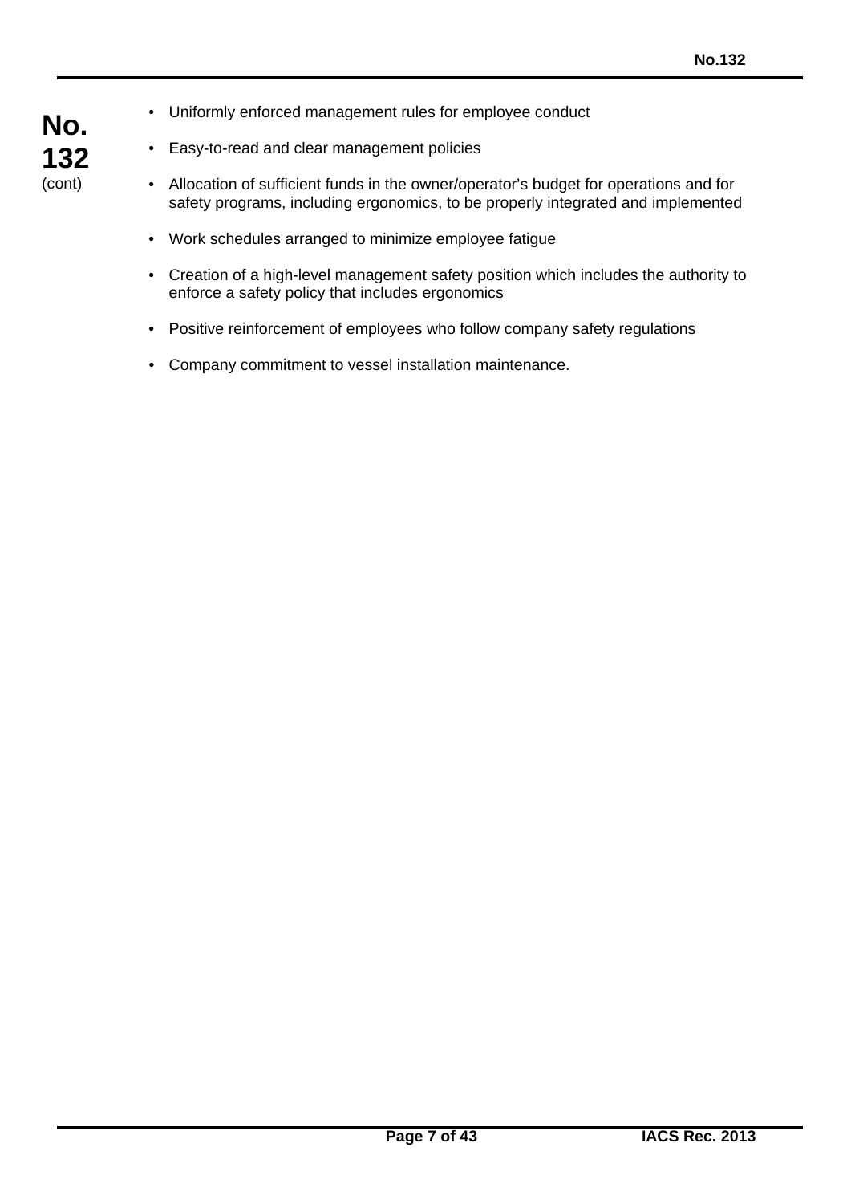- Uniformly enforced management rules for employee conduct
- Easy-to-read and clear management policies
- Allocation of sufficient funds in the owner/operator's budget for operations and for safety programs, including ergonomics, to be properly integrated and implemented
- Work schedules arranged to minimize employee fatigue
- Creation of a high-level management safety position which includes the authority to enforce a safety policy that includes ergonomics
- Positive reinforcement of employees who follow company safety regulations
- Company commitment to vessel installation maintenance.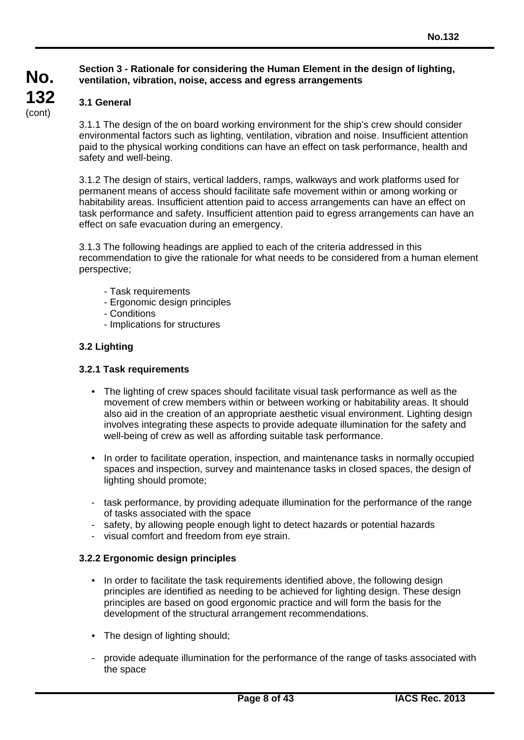**Section 3 - Rationale for considering the Human Element in the design of lighting, ventilation, vibration, noise, access and egress arrangements**

**3.1 General**

3.1.1 The design of the on board working environment for the ship's crew should consider environmental factors such as lighting, ventilation, vibration and noise. Insufficient attention paid to the physical working conditions can have an effect on task performance, health and safety and well-being.

3.1.2 The design of stairs, vertical ladders, ramps, walkways and work platforms used for permanent means of access should facilitate safe movement within or among working or habitability areas. Insufficient attention paid to access arrangements can have an effect on task performance and safety. Insufficient attention paid to egress arrangements can have an effect on safe evacuation during an emergency.

3.1.3 The following headings are applied to each of the criteria addressed in this recommendation to give the rationale for what needs to be considered from a human element perspective;

- Task requirements
- Ergonomic design principles
- Conditions
- Implications for structures

**3.2 Lighting**

**3.2.1 Task requirements**

- The lighting of crew spaces should facilitate visual task performance as well as the movement of crew members within or between working or habitability areas. It should also aid in the creation of an appropriate aesthetic visual environment. Lighting design involves integrating these aspects to provide adequate illumination for the safety and well-being of crew as well as affording suitable task performance.

- In order to facilitate operation, inspection, and maintenance tasks in normally occupied spaces and inspection, survey and maintenance tasks in closed spaces, the design of lighting should promote;

- task performance, by providing adequate illumination for the performance of the range of tasks associated with the space
- safety, by allowing people enough light to detect hazards or potential hazards
- visual comfort and freedom from eye strain.

**3.2.2 Ergonomic design principles**

- In order to facilitate the task requirements identified above, the following design principles are identified as needing to be achieved for lighting design. These design principles are based on good ergonomic practice and will form the basis for the development of the structural arrangement recommendations.

- The design of lighting should;

- provide adequate illumination for the performance of the range of tasks associated with the space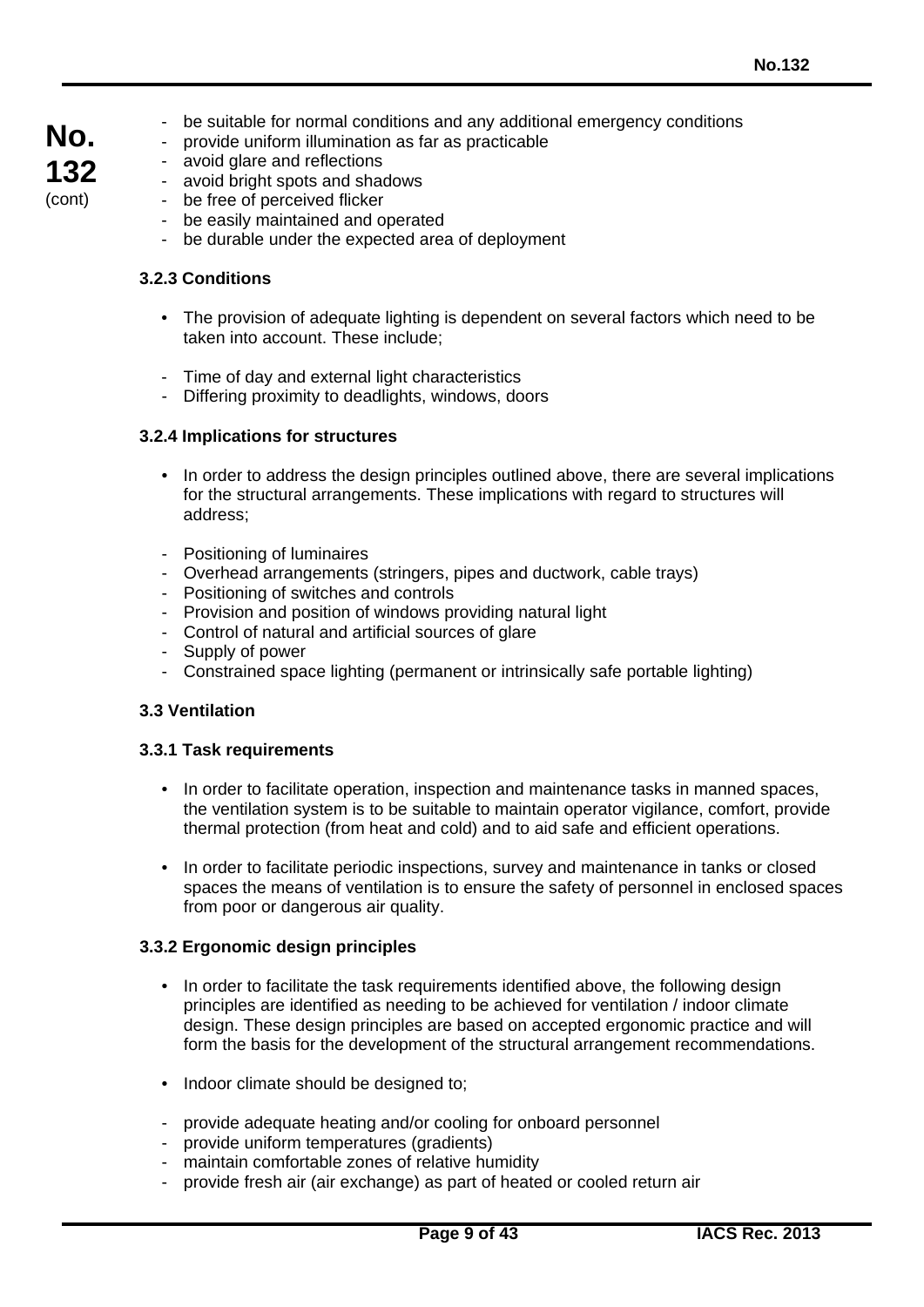- be suitable for normal conditions and any additional emergency conditions
- provide uniform illumination as far as practicable
- avoid glare and reflections
- avoid bright spots and shadows
- be free of perceived flicker
- be easily maintained and operated
- be durable under the expected area of deployment

### 3.2.3 Conditions

- The provision of adequate lighting is dependent on several factors which need to be taken into account. These include;

- Time of day and external light characteristics
- Differing proximity to deadlights, windows, doors

### 3.2.4 Implications for structures

- In order to address the design principles outlined above, there are several implications for the structural arrangements. These implications with regard to structures will address;

- Positioning of luminaires
- Overhead arrangements (stringers, pipes and ductwork, cable trays)
- Positioning of switches and controls
- Provision and position of windows providing natural light
- Control of natural and artificial sources of glare
- Supply of power
- Constrained space lighting (permanent or intrinsically safe portable lighting)

## 3.3 Ventilation

### 3.3.1 Task requirements

- In order to facilitate operation, inspection and maintenance tasks in manned spaces, the ventilation system is to be suitable to maintain operator vigilance, comfort, provide thermal protection (from heat and cold) and to aid safe and efficient operations.

- In order to facilitate periodic inspections, survey and maintenance in tanks or closed spaces the means of ventilation is to ensure the safety of personnel in enclosed spaces from poor or dangerous air quality.

### 3.3.2 Ergonomic design principles

- In order to facilitate the task requirements identified above, the following design principles are identified as needing to be achieved for ventilation / indoor climate design. These design principles are based on accepted ergonomic practice and will form the basis for the development of the structural arrangement recommendations.

- Indoor climate should be designed to;

- provide adequate heating and/or cooling for onboard personnel
- provide uniform temperatures (gradients)
- maintain comfortable zones of relative humidity
- provide fresh air (air exchange) as part of heated or cooled return air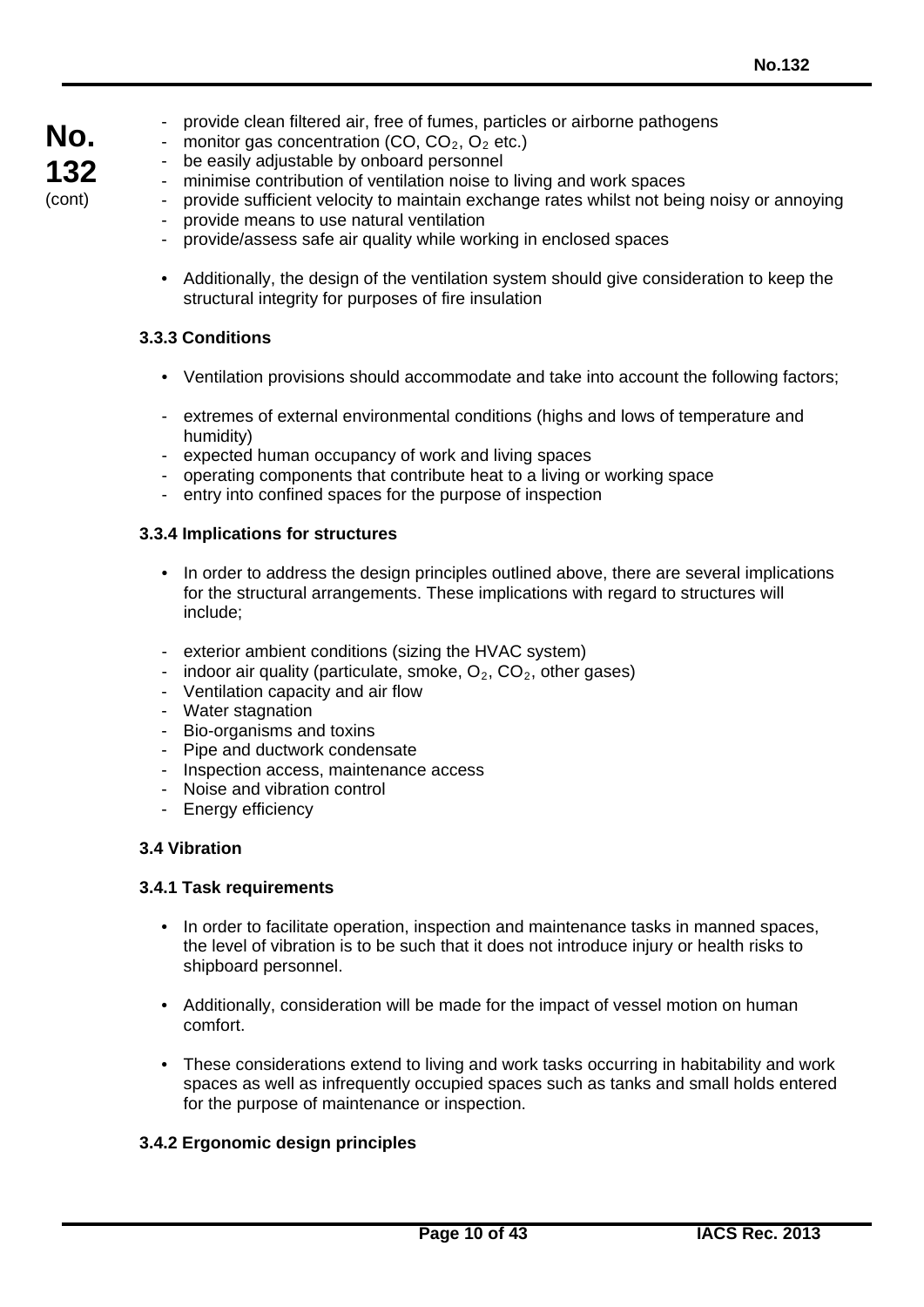- provide clean filtered air, free of fumes, particles or airborne pathogens
- monitor gas concentration (CO, $CO_2$, $O_2$ etc.)
- be easily adjustable by onboard personnel
- minimise contribution of ventilation noise to living and work spaces
- provide sufficient velocity to maintain exchange rates whilst not being noisy or annoying
- provide means to use natural ventilation
- provide/assess safe air quality while working in enclosed spaces

- Additionally, the design of the ventilation system should give consideration to keep the structural integrity for purposes of fire insulation

#### 3.3.3 Conditions

- Ventilation provisions should accommodate and take into account the following factors;

- extremes of external environmental conditions (highs and lows of temperature and humidity)
- expected human occupancy of work and living spaces
- operating components that contribute heat to a living or working space
- entry into confined spaces for the purpose of inspection

#### 3.3.4 Implications for structures

- In order to address the design principles outlined above, there are several implications for the structural arrangements. These implications with regard to structures will include;

- exterior ambient conditions (sizing the HVAC system)
- indoor air quality (particulate, smoke, $O_2$, $CO_2$, other gases)
- Ventilation capacity and air flow
- Water stagnation
- Bio-organisms and toxins
- Pipe and ductwork condensate
- Inspection access, maintenance access
- Noise and vibration control
- Energy efficiency

### 3.4 Vibration

#### 3.4.1 Task requirements

- In order to facilitate operation, inspection and maintenance tasks in manned spaces, the level of vibration is to be such that it does not introduce injury or health risks to shipboard personnel.

- Additionally, consideration will be made for the impact of vessel motion on human comfort.

- These considerations extend to living and work tasks occurring in habitability and work spaces as well as infrequently occupied spaces such as tanks and small holds entered for the purpose of maintenance or inspection.

#### 3.4.2 Ergonomic design principles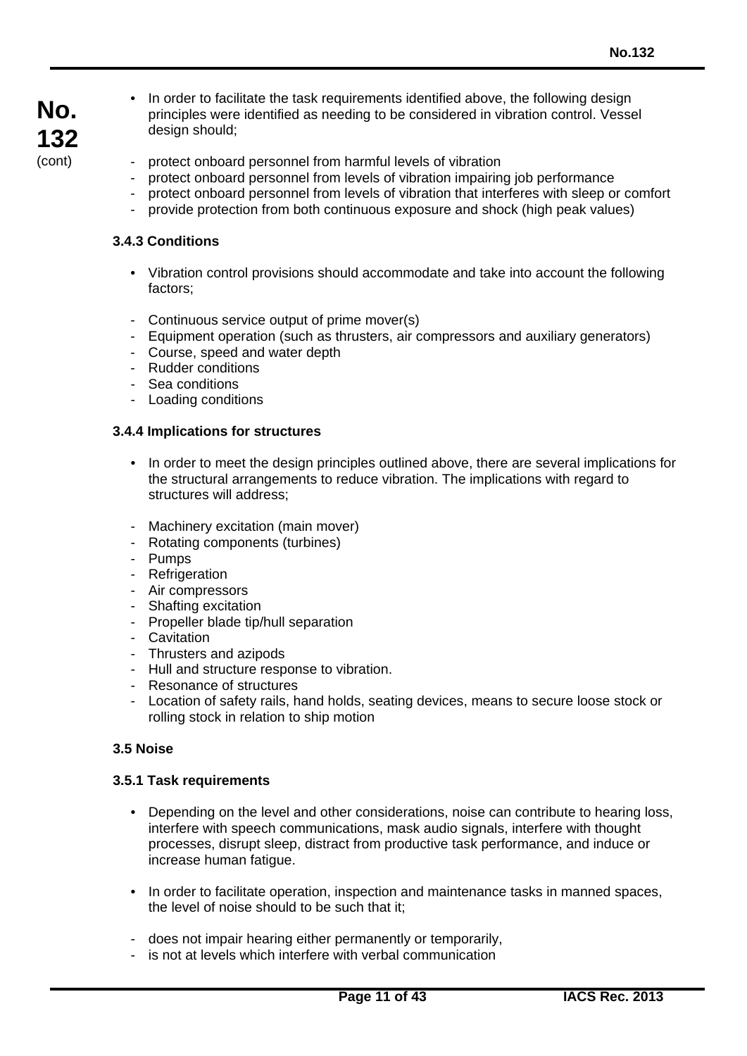- In order to facilitate the task requirements identified above, the following design principles were identified as needing to be considered in vibration control. Vessel design should;

  - protect onboard personnel from harmful levels of vibration
  - protect onboard personnel from levels of vibration impairing job performance
  - protect onboard personnel from levels of vibration that interferes with sleep or comfort
  - provide protection from both continuous exposure and shock (high peak values)

**3.4.3 Conditions**

- Vibration control provisions should accommodate and take into account the following factors;

  - Continuous service output of prime mover(s)
  - Equipment operation (such as thrusters, air compressors and auxiliary generators)
  - Course, speed and water depth
  - Rudder conditions
  - Sea conditions
  - Loading conditions

**3.4.4 Implications for structures**

- In order to meet the design principles outlined above, there are several implications for the structural arrangements to reduce vibration. The implications with regard to structures will address;

  - Machinery excitation (main mover)
  - Rotating components (turbines)
  - Pumps
  - Refrigeration
  - Air compressors
  - Shafting excitation
  - Propeller blade tip/hull separation
  - Cavitation
  - Thrusters and azipods
  - Hull and structure response to vibration.
  - Resonance of structures
  - Location of safety rails, hand holds, seating devices, means to secure loose stock or rolling stock in relation to ship motion

**3.5 Noise**

**3.5.1 Task requirements**

- Depending on the level and other considerations, noise can contribute to hearing loss, interfere with speech communications, mask audio signals, interfere with thought processes, disrupt sleep, distract from productive task performance, and induce or increase human fatigue.

- In order to facilitate operation, inspection and maintenance tasks in manned spaces, the level of noise should to be such that it;

  - does not impair hearing either permanently or temporarily,
  - is not at levels which interfere with verbal communication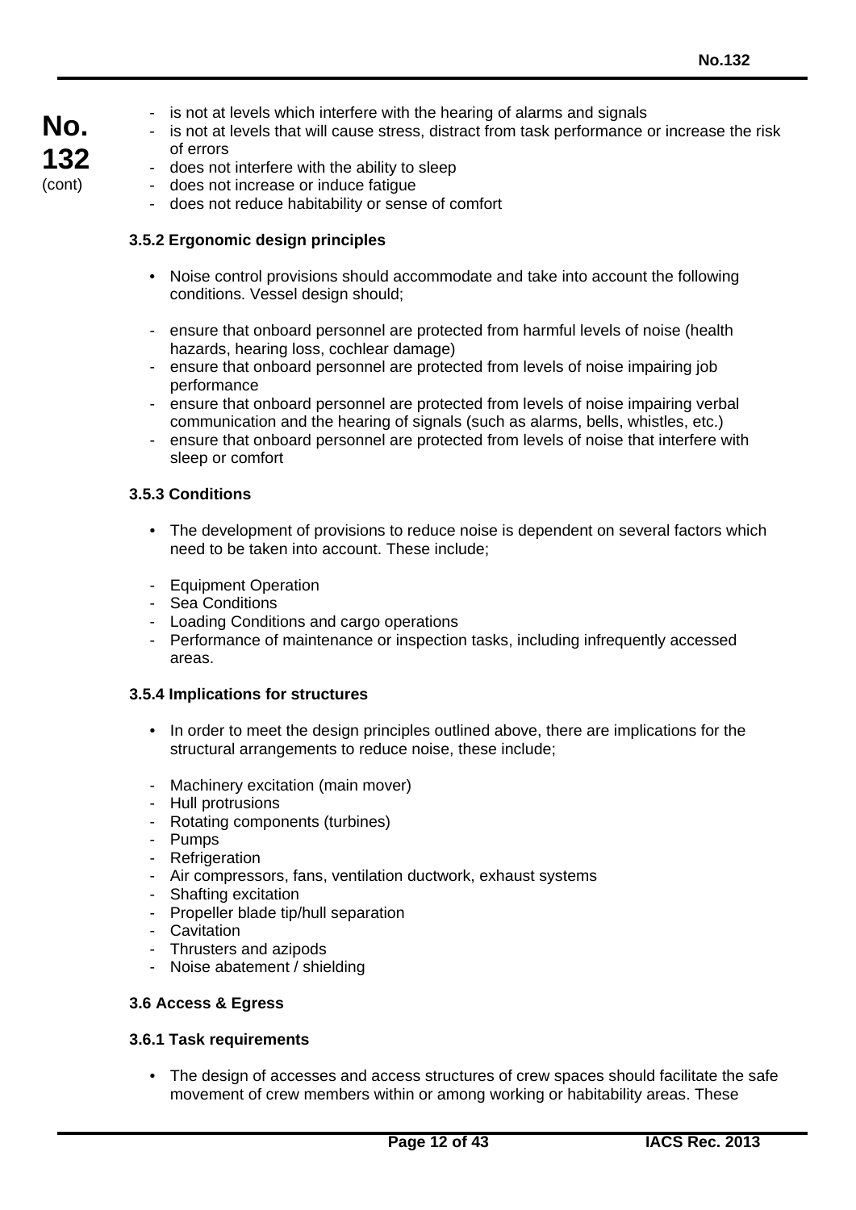- is not at levels which interfere with the hearing of alarms and signals
- is not at levels that will cause stress, distract from task performance or increase the risk of errors
- does not interfere with the ability to sleep
- does not increase or induce fatigue
- does not reduce habitability or sense of comfort

### 3.5.2 Ergonomic design principles

- Noise control provisions should accommodate and take into account the following conditions. Vessel design should;

- ensure that onboard personnel are protected from harmful levels of noise (health hazards, hearing loss, cochlear damage)
- ensure that onboard personnel are protected from levels of noise impairing job performance
- ensure that onboard personnel are protected from levels of noise impairing verbal communication and the hearing of signals (such as alarms, bells, whistles, etc.)
- ensure that onboard personnel are protected from levels of noise that interfere with sleep or comfort

### 3.5.3 Conditions

- The development of provisions to reduce noise is dependent on several factors which need to be taken into account. These include;

- Equipment Operation
- Sea Conditions
- Loading Conditions and cargo operations
- Performance of maintenance or inspection tasks, including infrequently accessed areas.

### 3.5.4 Implications for structures

- In order to meet the design principles outlined above, there are implications for the structural arrangements to reduce noise, these include;

- Machinery excitation (main mover)
- Hull protrusions
- Rotating components (turbines)
- Pumps
- Refrigeration
- Air compressors, fans, ventilation ductwork, exhaust systems
- Shafting excitation
- Propeller blade tip/hull separation
- Cavitation
- Thrusters and azipods
- Noise abatement / shielding

## 3.6 Access & Egress

### 3.6.1 Task requirements

- The design of accesses and access structures of crew spaces should facilitate the safe movement of crew members within or among working or habitability areas. These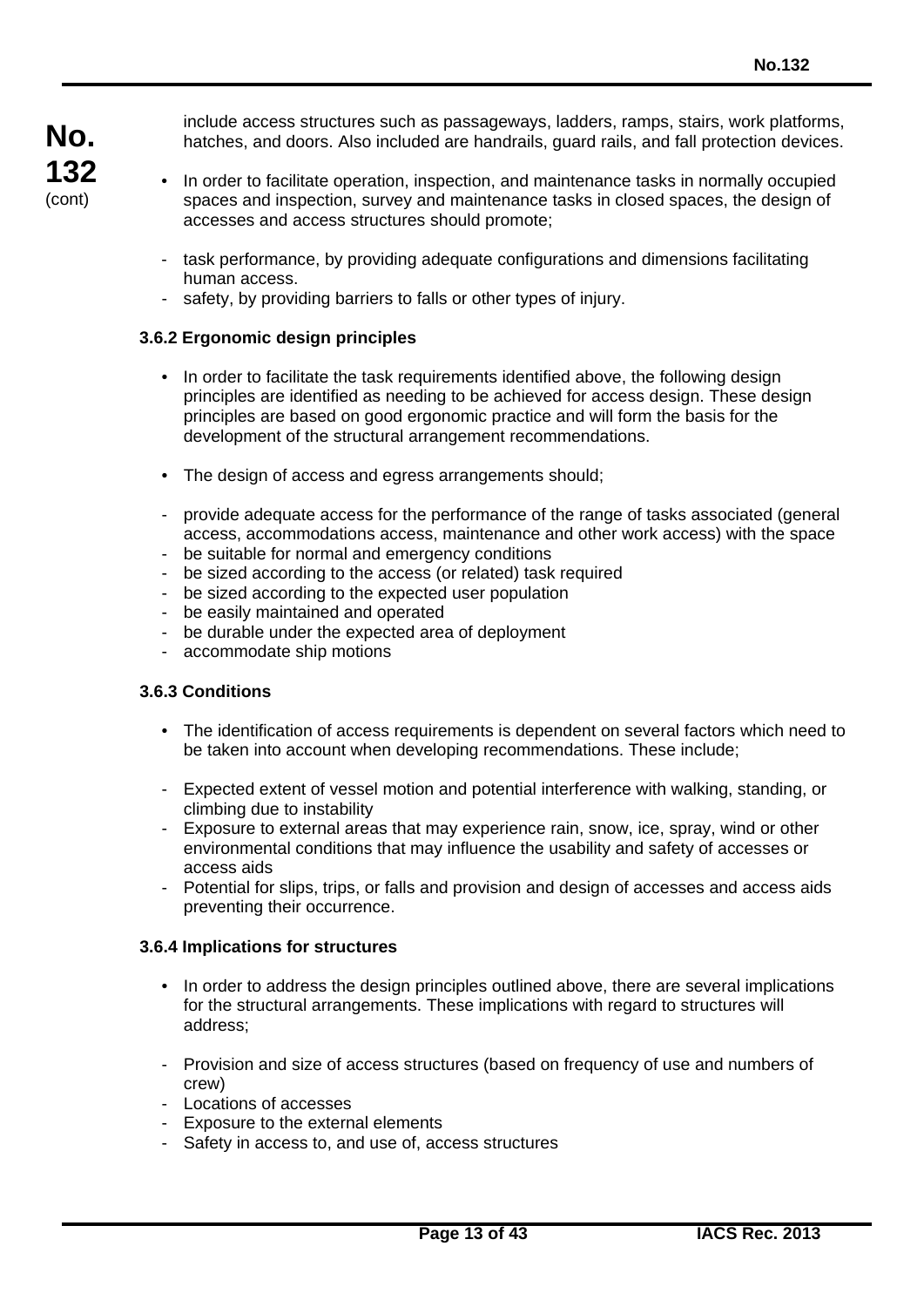include access structures such as passageways, ladders, ramps, stairs, work platforms, hatches, and doors. Also included are handrails, guard rails, and fall protection devices.

- In order to facilitate operation, inspection, and maintenance tasks in normally occupied spaces and inspection, survey and maintenance tasks in closed spaces, the design of accesses and access structures should promote;

  - task performance, by providing adequate configurations and dimensions facilitating human access.
  - safety, by providing barriers to falls or other types of injury.

### 3.6.2 Ergonomic design principles

- In order to facilitate the task requirements identified above, the following design principles are identified as needing to be achieved for access design. These design principles are based on good ergonomic practice and will form the basis for the development of the structural arrangement recommendations.

- The design of access and egress arrangements should;

  - provide adequate access for the performance of the range of tasks associated (general access, accommodations access, maintenance and other work access) with the space
  - be suitable for normal and emergency conditions
  - be sized according to the access (or related) task required
  - be sized according to the expected user population
  - be easily maintained and operated
  - be durable under the expected area of deployment
  - accommodate ship motions

### 3.6.3 Conditions

- The identification of access requirements is dependent on several factors which need to be taken into account when developing recommendations. These include;

  - Expected extent of vessel motion and potential interference with walking, standing, or climbing due to instability
  - Exposure to external areas that may experience rain, snow, ice, spray, wind or other environmental conditions that may influence the usability and safety of accesses or access aids
  - Potential for slips, trips, or falls and provision and design of accesses and access aids preventing their occurrence.

### 3.6.4 Implications for structures

- In order to address the design principles outlined above, there are several implications for the structural arrangements. These implications with regard to structures will address;

  - Provision and size of access structures (based on frequency of use and numbers of crew)
  - Locations of accesses
  - Exposure to the external elements
  - Safety in access to, and use of, access structures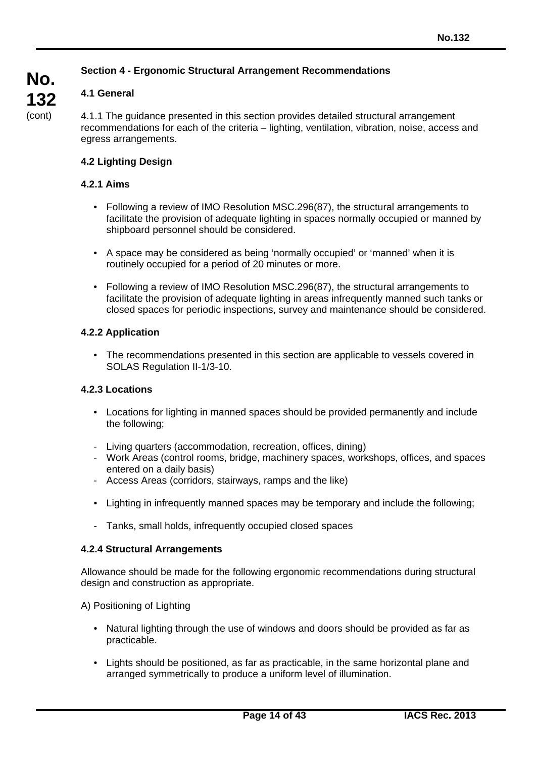## Section 4 - Ergonomic Structural Arrangement Recommendations

### 4.1 General

4.1.1 The guidance presented in this section provides detailed structural arrangement recommendations for each of the criteria – lighting, ventilation, vibration, noise, access and egress arrangements.

### 4.2 Lighting Design

#### 4.2.1 Aims

- Following a review of IMO Resolution MSC.296(87), the structural arrangements to facilitate the provision of adequate lighting in spaces normally occupied or manned by shipboard personnel should be considered.
- A space may be considered as being 'normally occupied' or 'manned' when it is routinely occupied for a period of 20 minutes or more.
- Following a review of IMO Resolution MSC.296(87), the structural arrangements to facilitate the provision of adequate lighting in areas infrequently manned such tanks or closed spaces for periodic inspections, survey and maintenance should be considered.

#### 4.2.2 Application

- The recommendations presented in this section are applicable to vessels covered in SOLAS Regulation II-1/3-10.

#### 4.2.3 Locations

- Locations for lighting in manned spaces should be provided permanently and include the following;
  - Living quarters (accommodation, recreation, offices, dining)
  - Work Areas (control rooms, bridge, machinery spaces, workshops, offices, and spaces entered on a daily basis)
  - Access Areas (corridors, stairways, ramps and the like)
- Lighting in infrequently manned spaces may be temporary and include the following;
  - Tanks, small holds, infrequently occupied closed spaces

#### 4.2.4 Structural Arrangements

Allowance should be made for the following ergonomic recommendations during structural design and construction as appropriate.

A) Positioning of Lighting

- Natural lighting through the use of windows and doors should be provided as far as practicable.
- Lights should be positioned, as far as practicable, in the same horizontal plane and arranged symmetrically to produce a uniform level of illumination.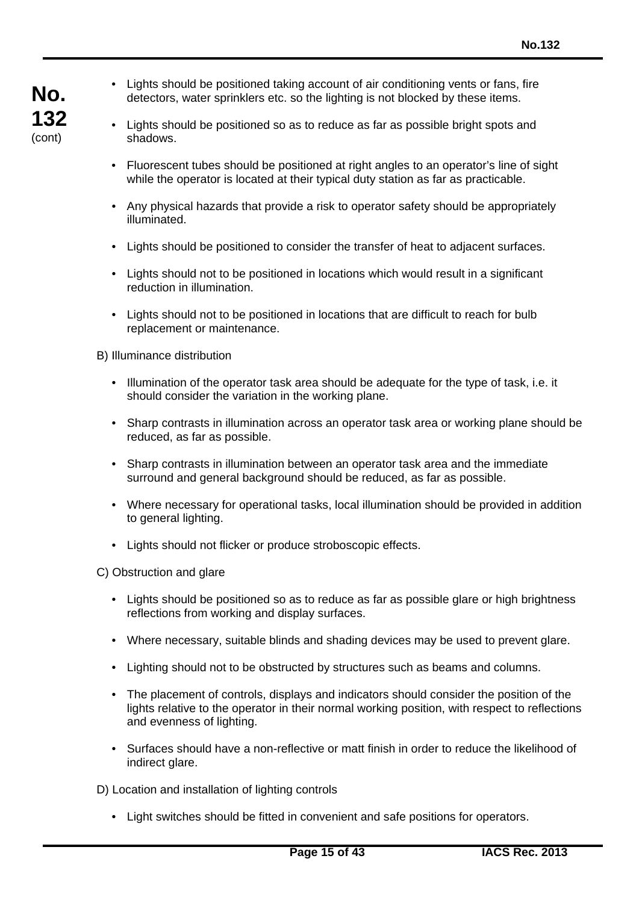- Lights should be positioned taking account of air conditioning vents or fans, fire detectors, water sprinklers etc. so the lighting is not blocked by these items.
- Lights should be positioned so as to reduce as far as possible bright spots and shadows.
- Fluorescent tubes should be positioned at right angles to an operator's line of sight while the operator is located at their typical duty station as far as practicable.
- Any physical hazards that provide a risk to operator safety should be appropriately illuminated.
- Lights should be positioned to consider the transfer of heat to adjacent surfaces.
- Lights should not to be positioned in locations which would result in a significant reduction in illumination.
- Lights should not to be positioned in locations that are difficult to reach for bulb replacement or maintenance.

B) Illuminance distribution

- Illumination of the operator task area should be adequate for the type of task, i.e. it should consider the variation in the working plane.
- Sharp contrasts in illumination across an operator task area or working plane should be reduced, as far as possible.
- Sharp contrasts in illumination between an operator task area and the immediate surround and general background should be reduced, as far as possible.
- Where necessary for operational tasks, local illumination should be provided in addition to general lighting.
- Lights should not flicker or produce stroboscopic effects.

C) Obstruction and glare

- Lights should be positioned so as to reduce as far as possible glare or high brightness reflections from working and display surfaces.
- Where necessary, suitable blinds and shading devices may be used to prevent glare.
- Lighting should not to be obstructed by structures such as beams and columns.
- The placement of controls, displays and indicators should consider the position of the lights relative to the operator in their normal working position, with respect to reflections and evenness of lighting.
- Surfaces should have a non-reflective or matt finish in order to reduce the likelihood of indirect glare.

D) Location and installation of lighting controls

- Light switches should be fitted in convenient and safe positions for operators.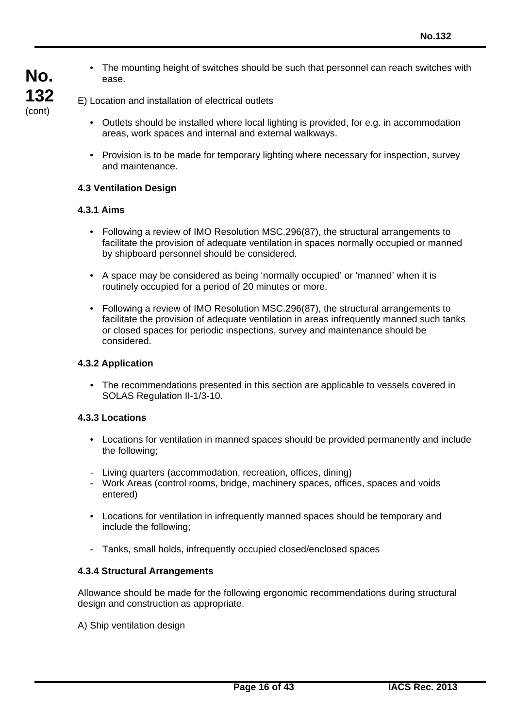- The mounting height of switches should be such that personnel can reach switches with ease.

E) Location and installation of electrical outlets

- Outlets should be installed where local lighting is provided, for e.g. in accommodation areas, work spaces and internal and external walkways.

- Provision is to be made for temporary lighting where necessary for inspection, survey and maintenance.

### 4.3 Ventilation Design

#### 4.3.1 Aims

- Following a review of IMO Resolution MSC.296(87), the structural arrangements to facilitate the provision of adequate ventilation in spaces normally occupied or manned by shipboard personnel should be considered.

- A space may be considered as being 'normally occupied' or 'manned' when it is routinely occupied for a period of 20 minutes or more.

- Following a review of IMO Resolution MSC.296(87), the structural arrangements to facilitate the provision of adequate ventilation in areas infrequently manned such tanks or closed spaces for periodic inspections, survey and maintenance should be considered.

#### 4.3.2 Application

- The recommendations presented in this section are applicable to vessels covered in SOLAS Regulation II-1/3-10.

#### 4.3.3 Locations

- Locations for ventilation in manned spaces should be provided permanently and include the following;

- Living quarters (accommodation, recreation, offices, dining)
- Work Areas (control rooms, bridge, machinery spaces, offices, spaces and voids entered)

- Locations for ventilation in infrequently manned spaces should be temporary and include the following;

- Tanks, small holds, infrequently occupied closed/enclosed spaces

#### 4.3.4 Structural Arrangements

Allowance should be made for the following ergonomic recommendations during structural design and construction as appropriate.

A) Ship ventilation design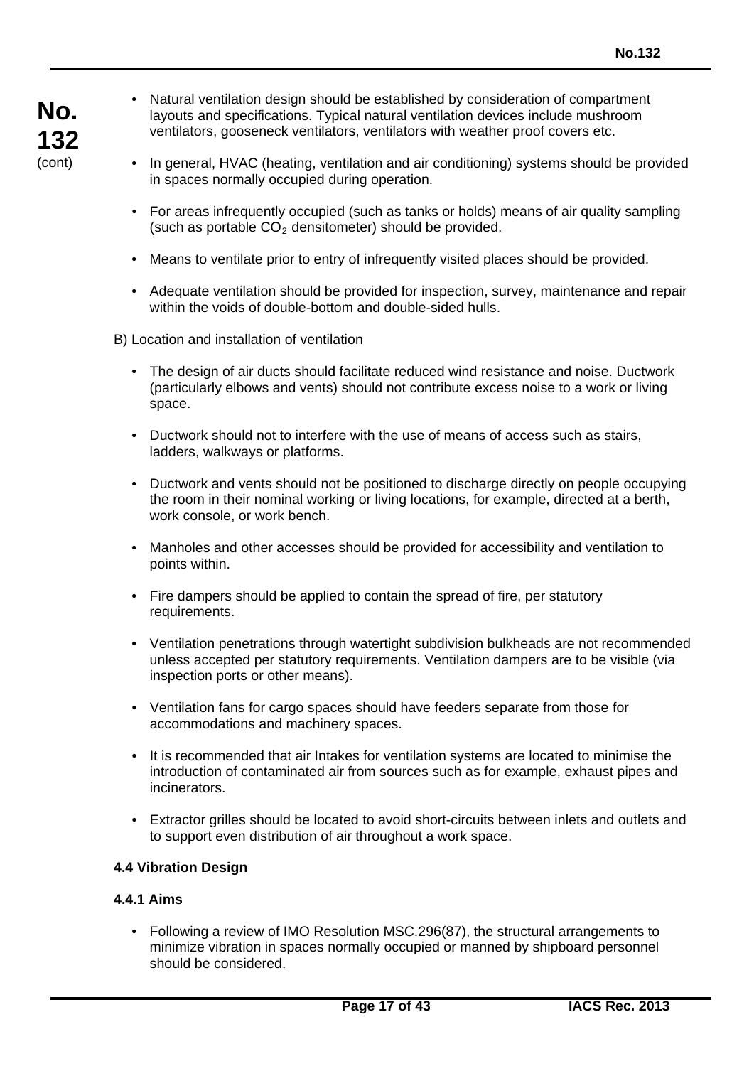- Natural ventilation design should be established by consideration of compartment layouts and specifications. Typical natural ventilation devices include mushroom ventilators, gooseneck ventilators, ventilators with weather proof covers etc.

- In general, HVAC (heating, ventilation and air conditioning) systems should be provided in spaces normally occupied during operation.

- For areas infrequently occupied (such as tanks or holds) means of air quality sampling (such as portable $CO_2$ densitometer) should be provided.

- Means to ventilate prior to entry of infrequently visited places should be provided.

- Adequate ventilation should be provided for inspection, survey, maintenance and repair within the voids of double-bottom and double-sided hulls.

B) Location and installation of ventilation

- The design of air ducts should facilitate reduced wind resistance and noise. Ductwork (particularly elbows and vents) should not contribute excess noise to a work or living space.

- Ductwork should not to interfere with the use of means of access such as stairs, ladders, walkways or platforms.

- Ductwork and vents should not be positioned to discharge directly on people occupying the room in their nominal working or living locations, for example, directed at a berth, work console, or work bench.

- Manholes and other accesses should be provided for accessibility and ventilation to points within.

- Fire dampers should be applied to contain the spread of fire, per statutory requirements.

- Ventilation penetrations through watertight subdivision bulkheads are not recommended unless accepted per statutory requirements. Ventilation dampers are to be visible (via inspection ports or other means).

- Ventilation fans for cargo spaces should have feeders separate from those for accommodations and machinery spaces.

- It is recommended that air Intakes for ventilation systems are located to minimise the introduction of contaminated air from sources such as for example, exhaust pipes and incinerators.

- Extractor grilles should be located to avoid short-circuits between inlets and outlets and to support even distribution of air throughout a work space.

### 4.4 Vibration Design

#### 4.4.1 Aims

- Following a review of IMO Resolution MSC.296(87), the structural arrangements to minimize vibration in spaces normally occupied or manned by shipboard personnel should be considered.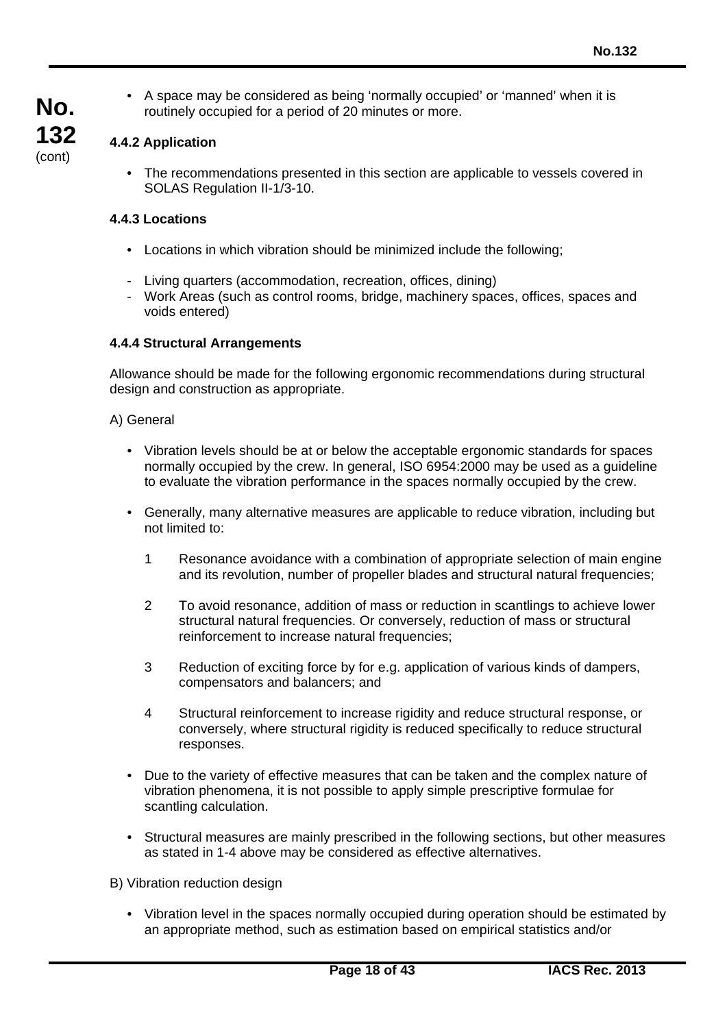- A space may be considered as being 'normally occupied' or 'manned' when it is routinely occupied for a period of 20 minutes or more.

#### 4.4.2 Application

- The recommendations presented in this section are applicable to vessels covered in SOLAS Regulation II-1/3-10.

#### 4.4.3 Locations

- Locations in which vibration should be minimized include the following;

- Living quarters (accommodation, recreation, offices, dining)
- Work Areas (such as control rooms, bridge, machinery spaces, offices, spaces and voids entered)

#### 4.4.4 Structural Arrangements

Allowance should be made for the following ergonomic recommendations during structural design and construction as appropriate.

A) General

- Vibration levels should be at or below the acceptable ergonomic standards for spaces normally occupied by the crew. In general, ISO 6954:2000 may be used as a guideline to evaluate the vibration performance in the spaces normally occupied by the crew.

- Generally, many alternative measures are applicable to reduce vibration, including but not limited to:

  1 Resonance avoidance with a combination of appropriate selection of main engine and its revolution, number of propeller blades and structural natural frequencies;

  2 To avoid resonance, addition of mass or reduction in scantlings to achieve lower structural natural frequencies. Or conversely, reduction of mass or structural reinforcement to increase natural frequencies;

  3 Reduction of exciting force by for e.g. application of various kinds of dampers, compensators and balancers; and

  4 Structural reinforcement to increase rigidity and reduce structural response, or conversely, where structural rigidity is reduced specifically to reduce structural responses.

- Due to the variety of effective measures that can be taken and the complex nature of vibration phenomena, it is not possible to apply simple prescriptive formulae for scantling calculation.

- Structural measures are mainly prescribed in the following sections, but other measures as stated in 1-4 above may be considered as effective alternatives.

B) Vibration reduction design

- Vibration level in the spaces normally occupied during operation should be estimated by an appropriate method, such as estimation based on empirical statistics and/or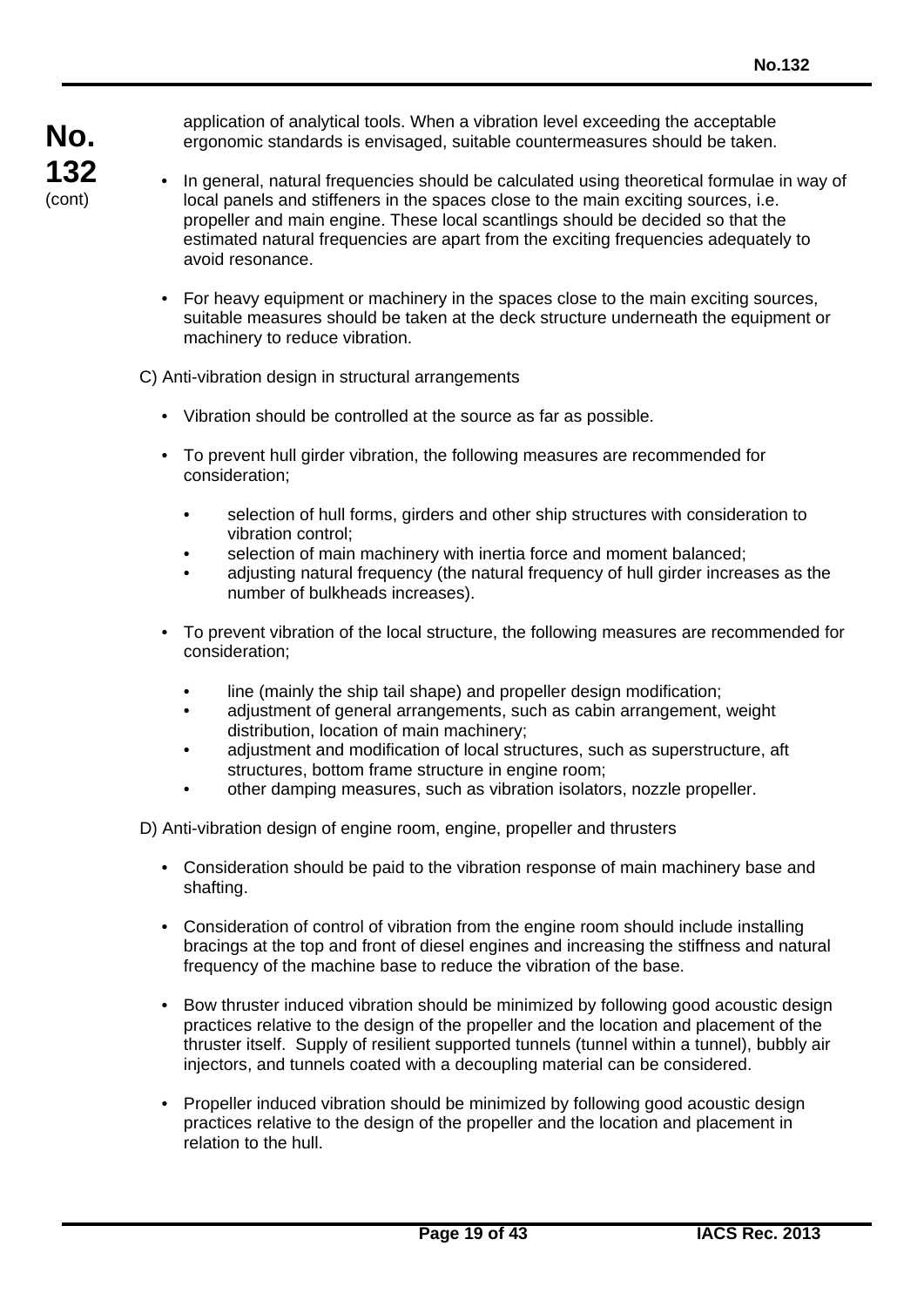application of analytical tools. When a vibration level exceeding the acceptable ergonomic standards is envisaged, suitable countermeasures should be taken.

- In general, natural frequencies should be calculated using theoretical formulae in way of local panels and stiffeners in the spaces close to the main exciting sources, i.e. propeller and main engine. These local scantlings should be decided so that the estimated natural frequencies are apart from the exciting frequencies adequately to avoid resonance.

- For heavy equipment or machinery in the spaces close to the main exciting sources, suitable measures should be taken at the deck structure underneath the equipment or machinery to reduce vibration.

C) Anti-vibration design in structural arrangements

- Vibration should be controlled at the source as far as possible.

- To prevent hull girder vibration, the following measures are recommended for consideration;

  - selection of hull forms, girders and other ship structures with consideration to vibration control;
  - selection of main machinery with inertia force and moment balanced;
  - adjusting natural frequency (the natural frequency of hull girder increases as the number of bulkheads increases).

- To prevent vibration of the local structure, the following measures are recommended for consideration;

  - line (mainly the ship tail shape) and propeller design modification;
  - adjustment of general arrangements, such as cabin arrangement, weight distribution, location of main machinery;
  - adjustment and modification of local structures, such as superstructure, aft structures, bottom frame structure in engine room;
  - other damping measures, such as vibration isolators, nozzle propeller.

D) Anti-vibration design of engine room, engine, propeller and thrusters

- Consideration should be paid to the vibration response of main machinery base and shafting.

- Consideration of control of vibration from the engine room should include installing bracings at the top and front of diesel engines and increasing the stiffness and natural frequency of the machine base to reduce the vibration of the base.

- Bow thruster induced vibration should be minimized by following good acoustic design practices relative to the design of the propeller and the location and placement of the thruster itself. Supply of resilient supported tunnels (tunnel within a tunnel), bubbly air injectors, and tunnels coated with a decoupling material can be considered.

- Propeller induced vibration should be minimized by following good acoustic design practices relative to the design of the propeller and the location and placement in relation to the hull.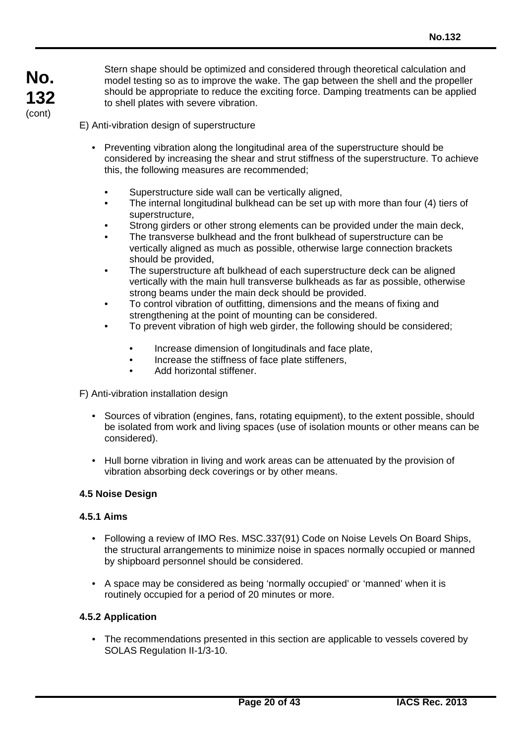Stern shape should be optimized and considered through theoretical calculation and model testing so as to improve the wake. The gap between the shell and the propeller should be appropriate to reduce the exciting force. Damping treatments can be applied to shell plates with severe vibration.

E) Anti-vibration design of superstructure

- Preventing vibration along the longitudinal area of the superstructure should be considered by increasing the shear and strut stiffness of the superstructure. To achieve this, the following measures are recommended;
  - Superstructure side wall can be vertically aligned,
  - The internal longitudinal bulkhead can be set up with more than four (4) tiers of superstructure,
  - Strong girders or other strong elements can be provided under the main deck,
  - The transverse bulkhead and the front bulkhead of superstructure can be vertically aligned as much as possible, otherwise large connection brackets should be provided,
  - The superstructure aft bulkhead of each superstructure deck can be aligned vertically with the main hull transverse bulkheads as far as possible, otherwise strong beams under the main deck should be provided.
  - To control vibration of outfitting, dimensions and the means of fixing and strengthening at the point of mounting can be considered.
  - To prevent vibration of high web girder, the following should be considered;
    - Increase dimension of longitudinals and face plate,
    - Increase the stiffness of face plate stiffeners,
    - Add horizontal stiffener.

F) Anti-vibration installation design

- Sources of vibration (engines, fans, rotating equipment), to the extent possible, should be isolated from work and living spaces (use of isolation mounts or other means can be considered).

- Hull borne vibration in living and work areas can be attenuated by the provision of vibration absorbing deck coverings or by other means.

### 4.5 Noise Design

#### 4.5.1 Aims

- Following a review of IMO Res. MSC.337(91) Code on Noise Levels On Board Ships, the structural arrangements to minimize noise in spaces normally occupied or manned by shipboard personnel should be considered.

- A space may be considered as being 'normally occupied' or 'manned' when it is routinely occupied for a period of 20 minutes or more.

#### 4.5.2 Application

- The recommendations presented in this section are applicable to vessels covered by SOLAS Regulation II-1/3-10.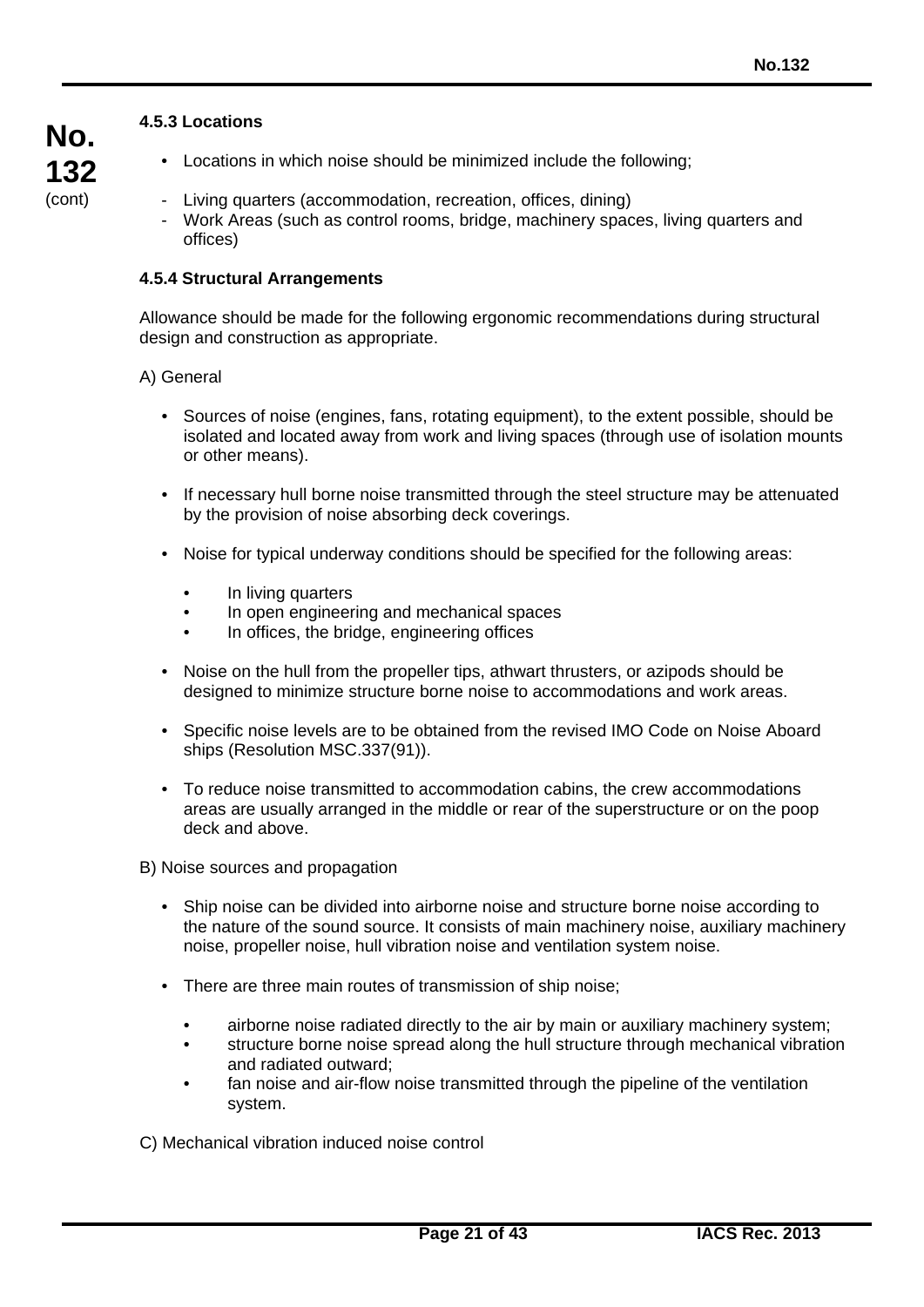#### 4.5.3 Locations

- Locations in which noise should be minimized include the following;

  - Living quarters (accommodation, recreation, offices, dining)
  - Work Areas (such as control rooms, bridge, machinery spaces, living quarters and offices)

#### 4.5.4 Structural Arrangements

Allowance should be made for the following ergonomic recommendations during structural design and construction as appropriate.

A) General

- Sources of noise (engines, fans, rotating equipment), to the extent possible, should be isolated and located away from work and living spaces (through use of isolation mounts or other means).

- If necessary hull borne noise transmitted through the steel structure may be attenuated by the provision of noise absorbing deck coverings.

- Noise for typical underway conditions should be specified for the following areas:

  - In living quarters
  - In open engineering and mechanical spaces
  - In offices, the bridge, engineering offices

- Noise on the hull from the propeller tips, athwart thrusters, or azipods should be designed to minimize structure borne noise to accommodations and work areas.

- Specific noise levels are to be obtained from the revised IMO Code on Noise Aboard ships (Resolution MSC.337(91)).

- To reduce noise transmitted to accommodation cabins, the crew accommodations areas are usually arranged in the middle or rear of the superstructure or on the poop deck and above.

B) Noise sources and propagation

- Ship noise can be divided into airborne noise and structure borne noise according to the nature of the sound source. It consists of main machinery noise, auxiliary machinery noise, propeller noise, hull vibration noise and ventilation system noise.

- There are three main routes of transmission of ship noise;

  - airborne noise radiated directly to the air by main or auxiliary machinery system;
  - structure borne noise spread along the hull structure through mechanical vibration and radiated outward;
  - fan noise and air-flow noise transmitted through the pipeline of the ventilation system.

C) Mechanical vibration induced noise control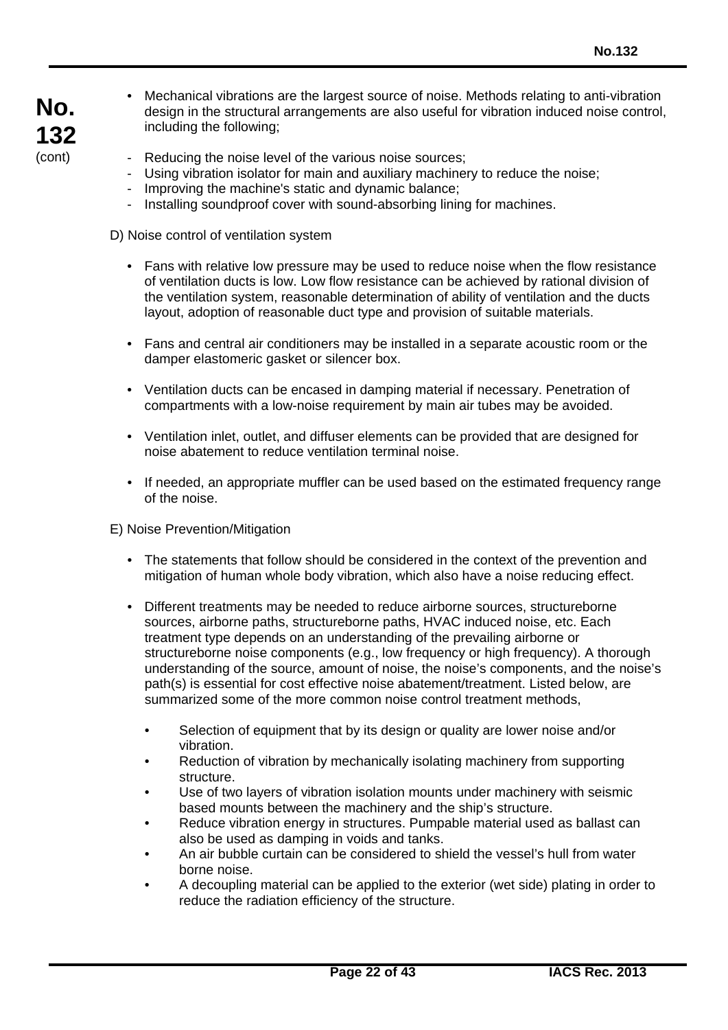- Mechanical vibrations are the largest source of noise. Methods relating to anti-vibration design in the structural arrangements are also useful for vibration induced noise control, including the following;

  - Reducing the noise level of the various noise sources;
  - Using vibration isolator for main and auxiliary machinery to reduce the noise;
  - Improving the machine's static and dynamic balance;
  - Installing soundproof cover with sound-absorbing lining for machines.

D) Noise control of ventilation system

- Fans with relative low pressure may be used to reduce noise when the flow resistance of ventilation ducts is low. Low flow resistance can be achieved by rational division of the ventilation system, reasonable determination of ability of ventilation and the ducts layout, adoption of reasonable duct type and provision of suitable materials.

- Fans and central air conditioners may be installed in a separate acoustic room or the damper elastomeric gasket or silencer box.

- Ventilation ducts can be encased in damping material if necessary. Penetration of compartments with a low-noise requirement by main air tubes may be avoided.

- Ventilation inlet, outlet, and diffuser elements can be provided that are designed for noise abatement to reduce ventilation terminal noise.

- If needed, an appropriate muffler can be used based on the estimated frequency range of the noise.

E) Noise Prevention/Mitigation

- The statements that follow should be considered in the context of the prevention and mitigation of human whole body vibration, which also have a noise reducing effect.

- Different treatments may be needed to reduce airborne sources, structureborne sources, airborne paths, structureborne paths, HVAC induced noise, etc. Each treatment type depends on an understanding of the prevailing airborne or structureborne noise components (e.g., low frequency or high frequency). A thorough understanding of the source, amount of noise, the noise's components, and the noise's path(s) is essential for cost effective noise abatement/treatment. Listed below, are summarized some of the more common noise control treatment methods,

  - Selection of equipment that by its design or quality are lower noise and/or vibration.
  - Reduction of vibration by mechanically isolating machinery from supporting structure.
  - Use of two layers of vibration isolation mounts under machinery with seismic based mounts between the machinery and the ship's structure.
  - Reduce vibration energy in structures. Pumpable material used as ballast can also be used as damping in voids and tanks.
  - An air bubble curtain can be considered to shield the vessel's hull from water borne noise.
  - A decoupling material can be applied to the exterior (wet side) plating in order to reduce the radiation efficiency of the structure.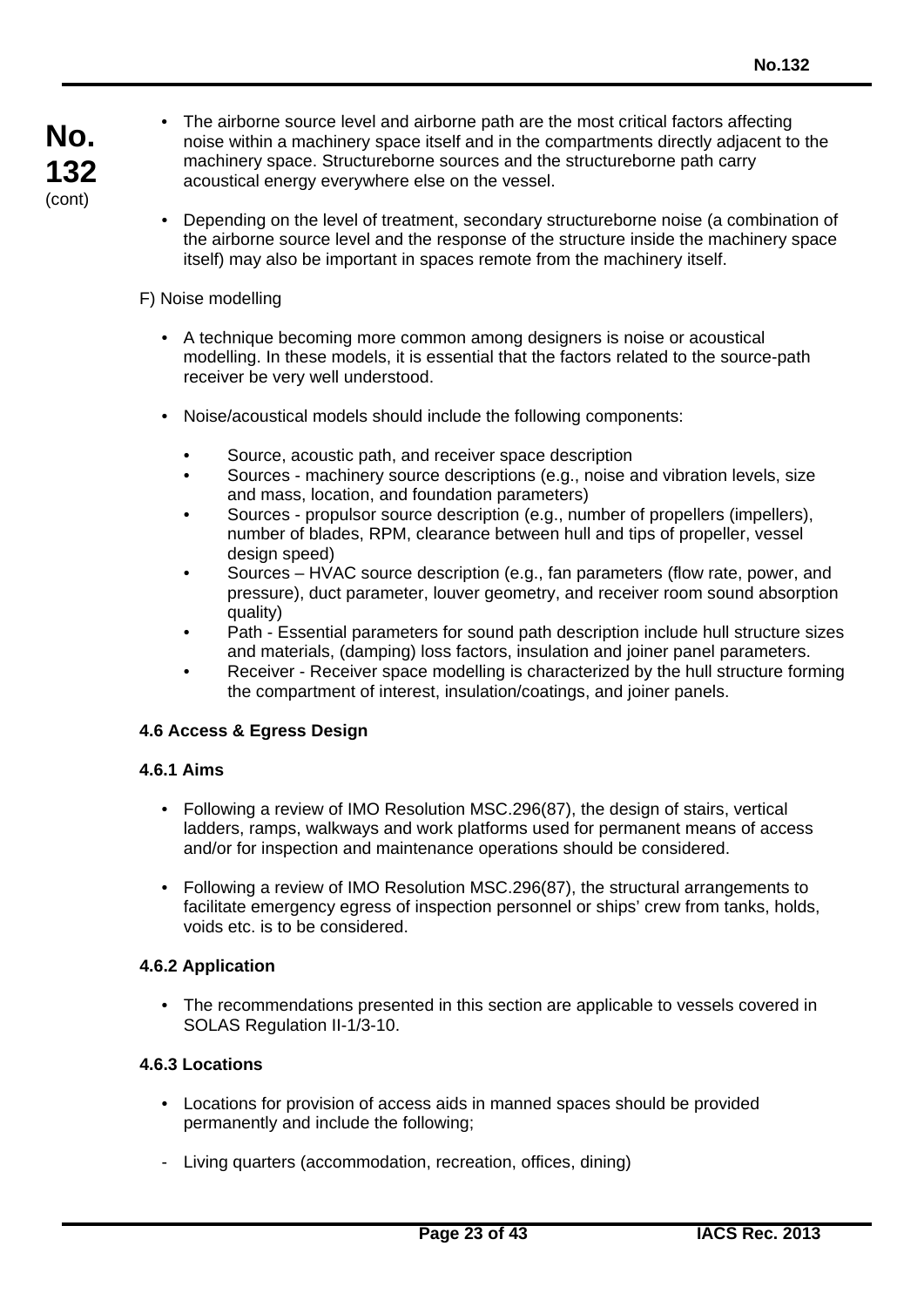- The airborne source level and airborne path are the most critical factors affecting noise within a machinery space itself and in the compartments directly adjacent to the machinery space. Structureborne sources and the structureborne path carry acoustical energy everywhere else on the vessel.

- Depending on the level of treatment, secondary structureborne noise (a combination of the airborne source level and the response of the structure inside the machinery space itself) may also be important in spaces remote from the machinery itself.

F) Noise modelling

- A technique becoming more common among designers is noise or acoustical modelling. In these models, it is essential that the factors related to the source-path receiver be very well understood.

- Noise/acoustical models should include the following components:

  - Source, acoustic path, and receiver space description
  - Sources - machinery source descriptions (e.g., noise and vibration levels, size and mass, location, and foundation parameters)
  - Sources - propulsor source description (e.g., number of propellers (impellers), number of blades, RPM, clearance between hull and tips of propeller, vessel design speed)
  - Sources – HVAC source description (e.g., fan parameters (flow rate, power, and pressure), duct parameter, louver geometry, and receiver room sound absorption quality)
  - Path - Essential parameters for sound path description include hull structure sizes and materials, (damping) loss factors, insulation and joiner panel parameters.
  - Receiver - Receiver space modelling is characterized by the hull structure forming the compartment of interest, insulation/coatings, and joiner panels.

**4.6 Access & Egress Design**

**4.6.1 Aims**

- Following a review of IMO Resolution MSC.296(87), the design of stairs, vertical ladders, ramps, walkways and work platforms used for permanent means of access and/or for inspection and maintenance operations should be considered.

- Following a review of IMO Resolution MSC.296(87), the structural arrangements to facilitate emergency egress of inspection personnel or ships' crew from tanks, holds, voids etc. is to be considered.

**4.6.2 Application**

- The recommendations presented in this section are applicable to vessels covered in SOLAS Regulation II-1/3-10.

**4.6.3 Locations**

- Locations for provision of access aids in manned spaces should be provided permanently and include the following;

- Living quarters (accommodation, recreation, offices, dining)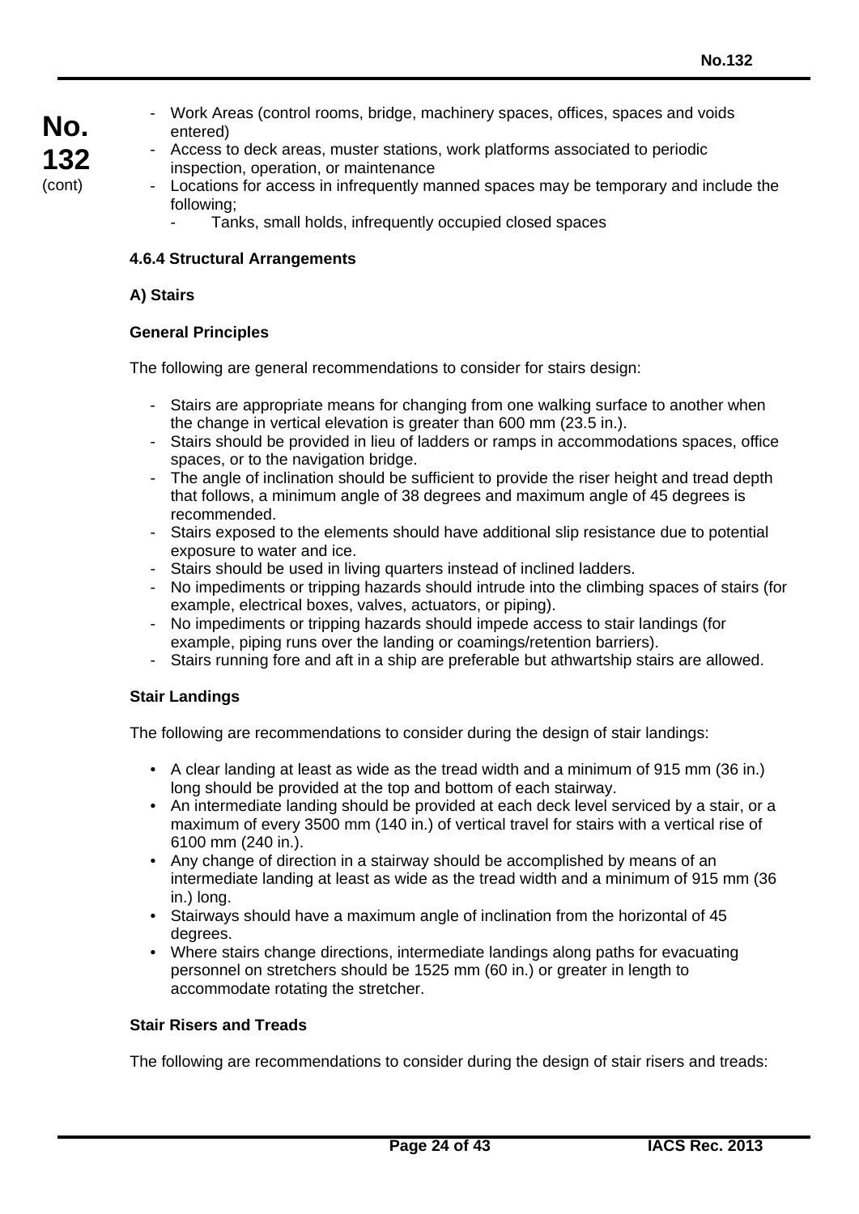- Work Areas (control rooms, bridge, machinery spaces, offices, spaces and voids entered)
- Access to deck areas, muster stations, work platforms associated to periodic inspection, operation, or maintenance
- Locations for access in infrequently manned spaces may be temporary and include the following;
  - Tanks, small holds, infrequently occupied closed spaces

#### 4.6.4 Structural Arrangements

**A) Stairs**

**General Principles**

The following are general recommendations to consider for stairs design:

- Stairs are appropriate means for changing from one walking surface to another when the change in vertical elevation is greater than 600 mm (23.5 in.).
- Stairs should be provided in lieu of ladders or ramps in accommodations spaces, office spaces, or to the navigation bridge.
- The angle of inclination should be sufficient to provide the riser height and tread depth that follows, a minimum angle of 38 degrees and maximum angle of 45 degrees is recommended.
- Stairs exposed to the elements should have additional slip resistance due to potential exposure to water and ice.
- Stairs should be used in living quarters instead of inclined ladders.
- No impediments or tripping hazards should intrude into the climbing spaces of stairs (for example, electrical boxes, valves, actuators, or piping).
- No impediments or tripping hazards should impede access to stair landings (for example, piping runs over the landing or coamings/retention barriers).
- Stairs running fore and aft in a ship are preferable but athwartship stairs are allowed.

**Stair Landings**

The following are recommendations to consider during the design of stair landings:

- A clear landing at least as wide as the tread width and a minimum of 915 mm (36 in.) long should be provided at the top and bottom of each stairway.
- An intermediate landing should be provided at each deck level serviced by a stair, or a maximum of every 3500 mm (140 in.) of vertical travel for stairs with a vertical rise of 6100 mm (240 in.).
- Any change of direction in a stairway should be accomplished by means of an intermediate landing at least as wide as the tread width and a minimum of 915 mm (36 in.) long.
- Stairways should have a maximum angle of inclination from the horizontal of 45 degrees.
- Where stairs change directions, intermediate landings along paths for evacuating personnel on stretchers should be 1525 mm (60 in.) or greater in length to accommodate rotating the stretcher.

**Stair Risers and Treads**

The following are recommendations to consider during the design of stair risers and treads: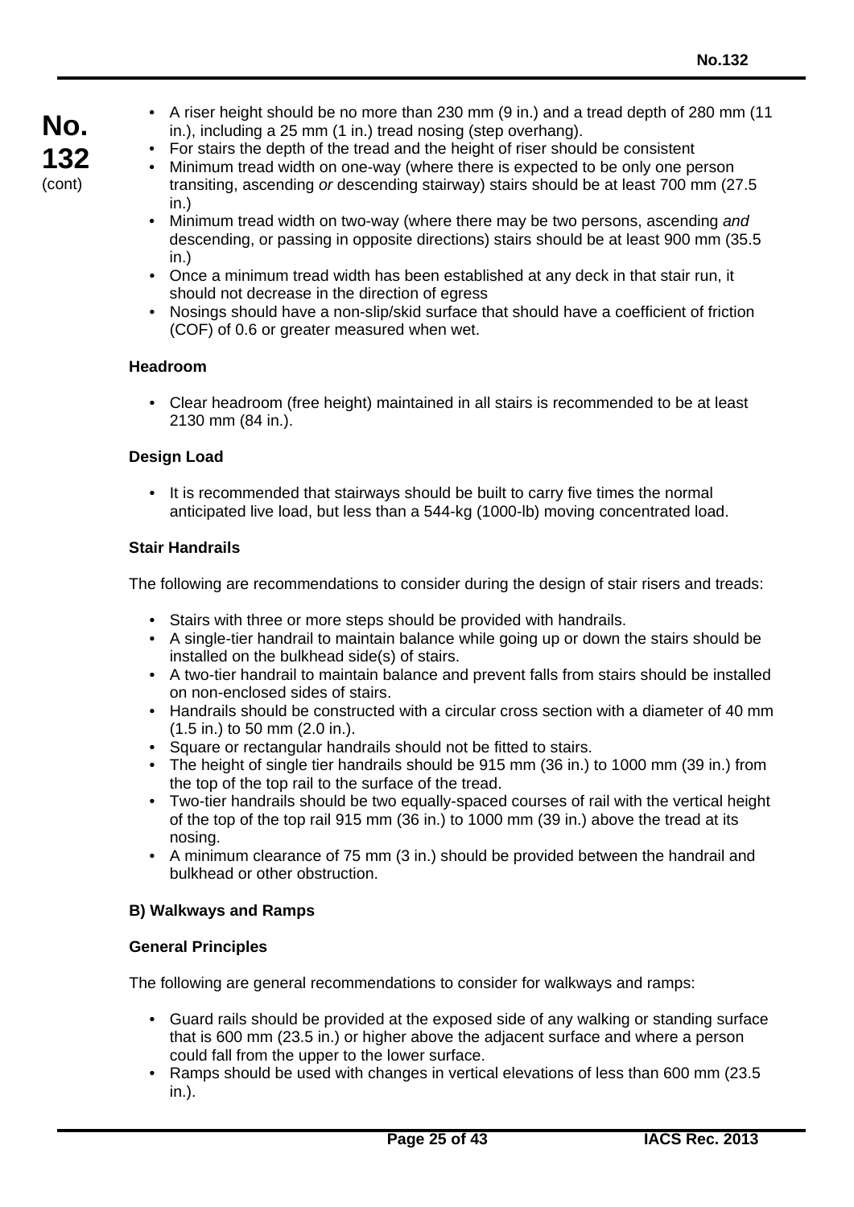- A riser height should be no more than 230 mm (9 in.) and a tread depth of 280 mm (11 in.), including a 25 mm (1 in.) tread nosing (step overhang).
- For stairs the depth of the tread and the height of riser should be consistent
- Minimum tread width on one-way (where there is expected to be only one person transiting, ascending *or* descending stairway) stairs should be at least 700 mm (27.5 in.)
- Minimum tread width on two-way (where there may be two persons, ascending *and* descending, or passing in opposite directions) stairs should be at least 900 mm (35.5 in.)
- Once a minimum tread width has been established at any deck in that stair run, it should not decrease in the direction of egress
- Nosings should have a non-slip/skid surface that should have a coefficient of friction (COF) of 0.6 or greater measured when wet.

**Headroom**

- Clear headroom (free height) maintained in all stairs is recommended to be at least 2130 mm (84 in.).

**Design Load**

- It is recommended that stairways should be built to carry five times the normal anticipated live load, but less than a 544-kg (1000-lb) moving concentrated load.

**Stair Handrails**

The following are recommendations to consider during the design of stair risers and treads:

- Stairs with three or more steps should be provided with handrails.
- A single-tier handrail to maintain balance while going up or down the stairs should be installed on the bulkhead side(s) of stairs.
- A two-tier handrail to maintain balance and prevent falls from stairs should be installed on non-enclosed sides of stairs.
- Handrails should be constructed with a circular cross section with a diameter of 40 mm (1.5 in.) to 50 mm (2.0 in.).
- Square or rectangular handrails should not be fitted to stairs.
- The height of single tier handrails should be 915 mm (36 in.) to 1000 mm (39 in.) from the top of the top rail to the surface of the tread.
- Two-tier handrails should be two equally-spaced courses of rail with the vertical height of the top of the top rail 915 mm (36 in.) to 1000 mm (39 in.) above the tread at its nosing.
- A minimum clearance of 75 mm (3 in.) should be provided between the handrail and bulkhead or other obstruction.

**B) Walkways and Ramps**

**General Principles**

The following are general recommendations to consider for walkways and ramps:

- Guard rails should be provided at the exposed side of any walking or standing surface that is 600 mm (23.5 in.) or higher above the adjacent surface and where a person could fall from the upper to the lower surface.
- Ramps should be used with changes in vertical elevations of less than 600 mm (23.5 in.).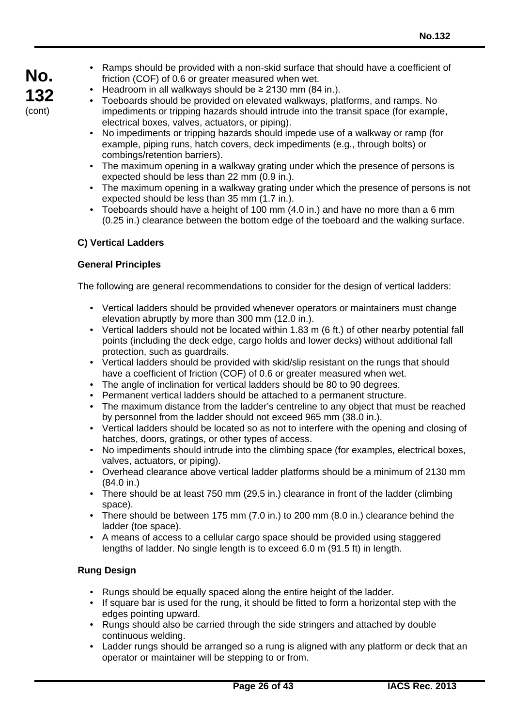- Ramps should be provided with a non-skid surface that should have a coefficient of friction (COF) of 0.6 or greater measured when wet.
- Headroom in all walkways should be ≥ 2130 mm (84 in.).
- Toeboards should be provided on elevated walkways, platforms, and ramps. No impediments or tripping hazards should intrude into the transit space (for example, electrical boxes, valves, actuators, or piping).
- No impediments or tripping hazards should impede use of a walkway or ramp (for example, piping runs, hatch covers, deck impediments (e.g., through bolts) or combings/retention barriers).
- The maximum opening in a walkway grating under which the presence of persons is expected should be less than 22 mm (0.9 in.).
- The maximum opening in a walkway grating under which the presence of persons is not expected should be less than 35 mm (1.7 in.).
- Toeboards should have a height of 100 mm (4.0 in.) and have no more than a 6 mm (0.25 in.) clearance between the bottom edge of the toeboard and the walking surface.

### C) Vertical Ladders

#### General Principles

The following are general recommendations to consider for the design of vertical ladders:

- Vertical ladders should be provided whenever operators or maintainers must change elevation abruptly by more than 300 mm (12.0 in.).
- Vertical ladders should not be located within 1.83 m (6 ft.) of other nearby potential fall points (including the deck edge, cargo holds and lower decks) without additional fall protection, such as guardrails.
- Vertical ladders should be provided with skid/slip resistant on the rungs that should have a coefficient of friction (COF) of 0.6 or greater measured when wet.
- The angle of inclination for vertical ladders should be 80 to 90 degrees.
- Permanent vertical ladders should be attached to a permanent structure.
- The maximum distance from the ladder's centreline to any object that must be reached by personnel from the ladder should not exceed 965 mm (38.0 in.).
- Vertical ladders should be located so as not to interfere with the opening and closing of hatches, doors, gratings, or other types of access.
- No impediments should intrude into the climbing space (for examples, electrical boxes, valves, actuators, or piping).
- Overhead clearance above vertical ladder platforms should be a minimum of 2130 mm (84.0 in.)
- There should be at least 750 mm (29.5 in.) clearance in front of the ladder (climbing space).
- There should be between 175 mm (7.0 in.) to 200 mm (8.0 in.) clearance behind the ladder (toe space).
- A means of access to a cellular cargo space should be provided using staggered lengths of ladder. No single length is to exceed 6.0 m (91.5 ft) in length.

#### Rung Design

- Rungs should be equally spaced along the entire height of the ladder.
- If square bar is used for the rung, it should be fitted to form a horizontal step with the edges pointing upward.
- Rungs should also be carried through the side stringers and attached by double continuous welding.
- Ladder rungs should be arranged so a rung is aligned with any platform or deck that an operator or maintainer will be stepping to or from.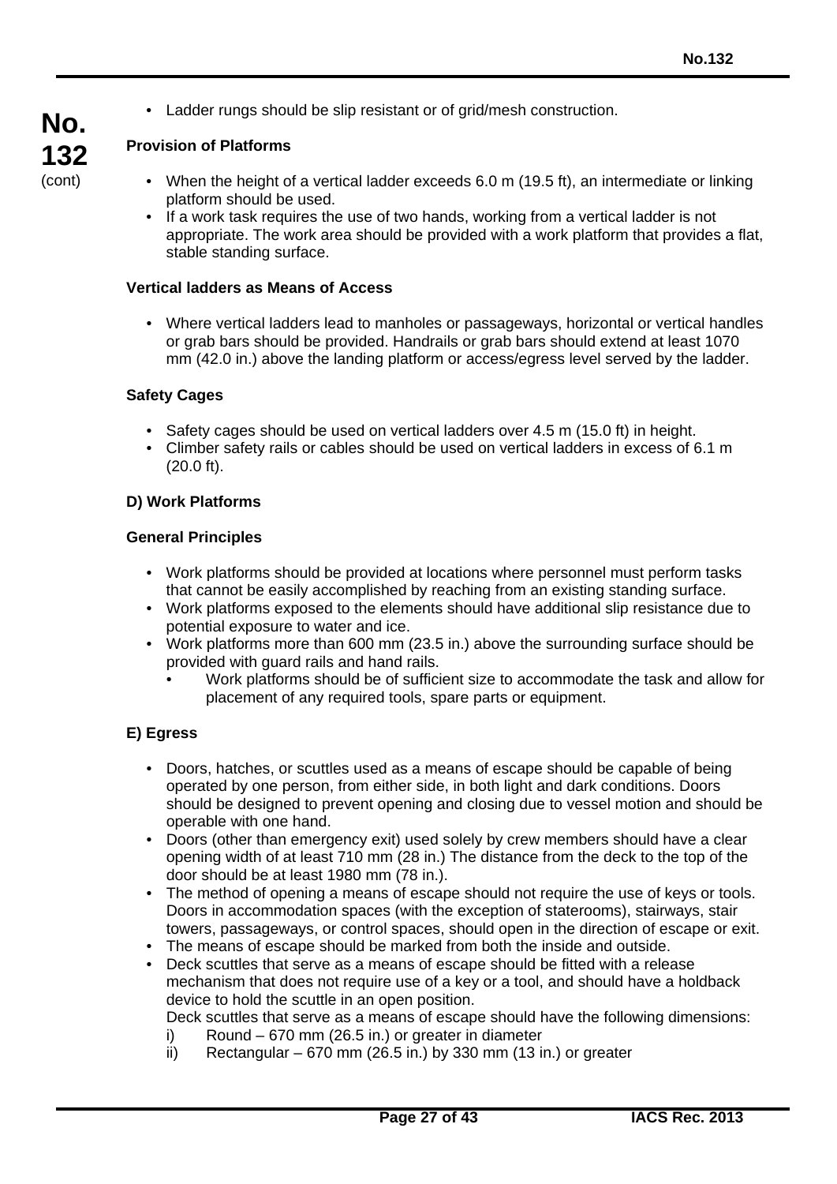- Ladder rungs should be slip resistant or of grid/mesh construction.

**Provision of Platforms**

- When the height of a vertical ladder exceeds 6.0 m (19.5 ft), an intermediate or linking platform should be used.
- If a work task requires the use of two hands, working from a vertical ladder is not appropriate. The work area should be provided with a work platform that provides a flat, stable standing surface.

**Vertical ladders as Means of Access**

- Where vertical ladders lead to manholes or passageways, horizontal or vertical handles or grab bars should be provided. Handrails or grab bars should extend at least 1070 mm (42.0 in.) above the landing platform or access/egress level served by the ladder.

**Safety Cages**

- Safety cages should be used on vertical ladders over 4.5 m (15.0 ft) in height.
- Climber safety rails or cables should be used on vertical ladders in excess of 6.1 m (20.0 ft).

**D) Work Platforms**

**General Principles**

- Work platforms should be provided at locations where personnel must perform tasks that cannot be easily accomplished by reaching from an existing standing surface.
- Work platforms exposed to the elements should have additional slip resistance due to potential exposure to water and ice.
- Work platforms more than 600 mm (23.5 in.) above the surrounding surface should be provided with guard rails and hand rails.
  - Work platforms should be of sufficient size to accommodate the task and allow for placement of any required tools, spare parts or equipment.

**E) Egress**

- Doors, hatches, or scuttles used as a means of escape should be capable of being operated by one person, from either side, in both light and dark conditions. Doors should be designed to prevent opening and closing due to vessel motion and should be operable with one hand.
- Doors (other than emergency exit) used solely by crew members should have a clear opening width of at least 710 mm (28 in.) The distance from the deck to the top of the door should be at least 1980 mm (78 in.).
- The method of opening a means of escape should not require the use of keys or tools. Doors in accommodation spaces (with the exception of staterooms), stairways, stair towers, passageways, or control spaces, should open in the direction of escape or exit.
- The means of escape should be marked from both the inside and outside.
- Deck scuttles that serve as a means of escape should be fitted with a release mechanism that does not require use of a key or a tool, and should have a holdback device to hold the scuttle in an open position.
  Deck scuttles that serve as a means of escape should have the following dimensions:
  i) Round – 670 mm (26.5 in.) or greater in diameter
  ii) Rectangular – 670 mm (26.5 in.) by 330 mm (13 in.) or greater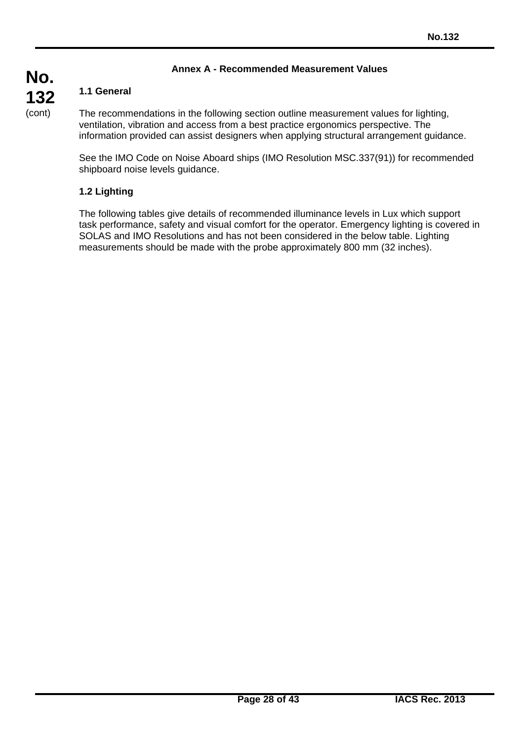## Annex A - Recommended Measurement Values

### 1.1 General

The recommendations in the following section outline measurement values for lighting, ventilation, vibration and access from a best practice ergonomics perspective. The information provided can assist designers when applying structural arrangement guidance.

See the IMO Code on Noise Aboard ships (IMO Resolution MSC.337(91)) for recommended shipboard noise levels guidance.

### 1.2 Lighting

The following tables give details of recommended illuminance levels in Lux which support task performance, safety and visual comfort for the operator. Emergency lighting is covered in SOLAS and IMO Resolutions and has not been considered in the below table. Lighting measurements should be made with the probe approximately 800 mm (32 inches).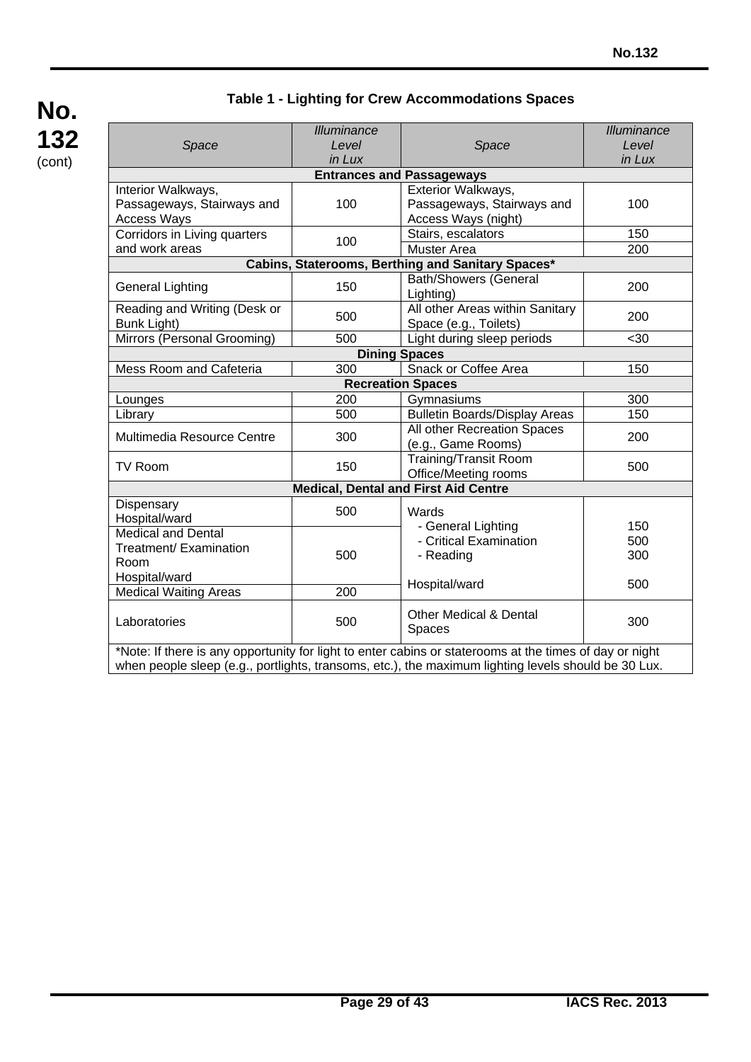### Table 1 - Lighting for Crew Accommodations Spaces

| *Space* | *Illuminance Level in Lux* | *Space* | *Illuminance Level in Lux* |
|---|---|---|---|
| **Entrances and Passageways** | | | |
| Interior Walkways, Passageways, Stairways and Access Ways | 100 | Exterior Walkways, Passageways, Stairways and Access Ways (night) | 100 |
| Corridors in Living quarters and work areas | 100 | Stairs, escalators | 150 |
| | | Muster Area | 200 |
| **Cabins, Staterooms, Berthing and Sanitary Spaces*** | | | |
| General Lighting | 150 | Bath/Showers (General Lighting) | 200 |
| Reading and Writing (Desk or Bunk Light) | 500 | All other Areas within Sanitary Space (e.g., Toilets) | 200 |
| Mirrors (Personal Grooming) | 500 | Light during sleep periods | <30 |
| **Dining Spaces** | | | |
| Mess Room and Cafeteria | 300 | Snack or Coffee Area | 150 |
| **Recreation Spaces** | | | |
| Lounges | 200 | Gymnasiums | 300 |
| Library | 500 | Bulletin Boards/Display Areas | 150 |
| Multimedia Resource Centre | 300 | All other Recreation Spaces (e.g., Game Rooms) | 200 |
| TV Room | 150 | Training/Transit Room Office/Meeting rooms | 500 |
| **Medical, Dental and First Aid Centre** | | | |
| Dispensary Hospital/ward | 500 | Wards<br>- General Lighting<br>- Critical Examination<br>- Reading | <br>150<br>500<br>300 |
| Medical and Dental Treatment/ Examination Room Hospital/ward | 500 | | |
| Medical Waiting Areas | 200 | Hospital/ward | 500 |
| Laboratories | 500 | Other Medical & Dental Spaces | 300 |

*Note: If there is any opportunity for light to enter cabins or staterooms at the times of day or night when people sleep (e.g., portlights, transoms, etc.), the maximum lighting levels should be 30 Lux.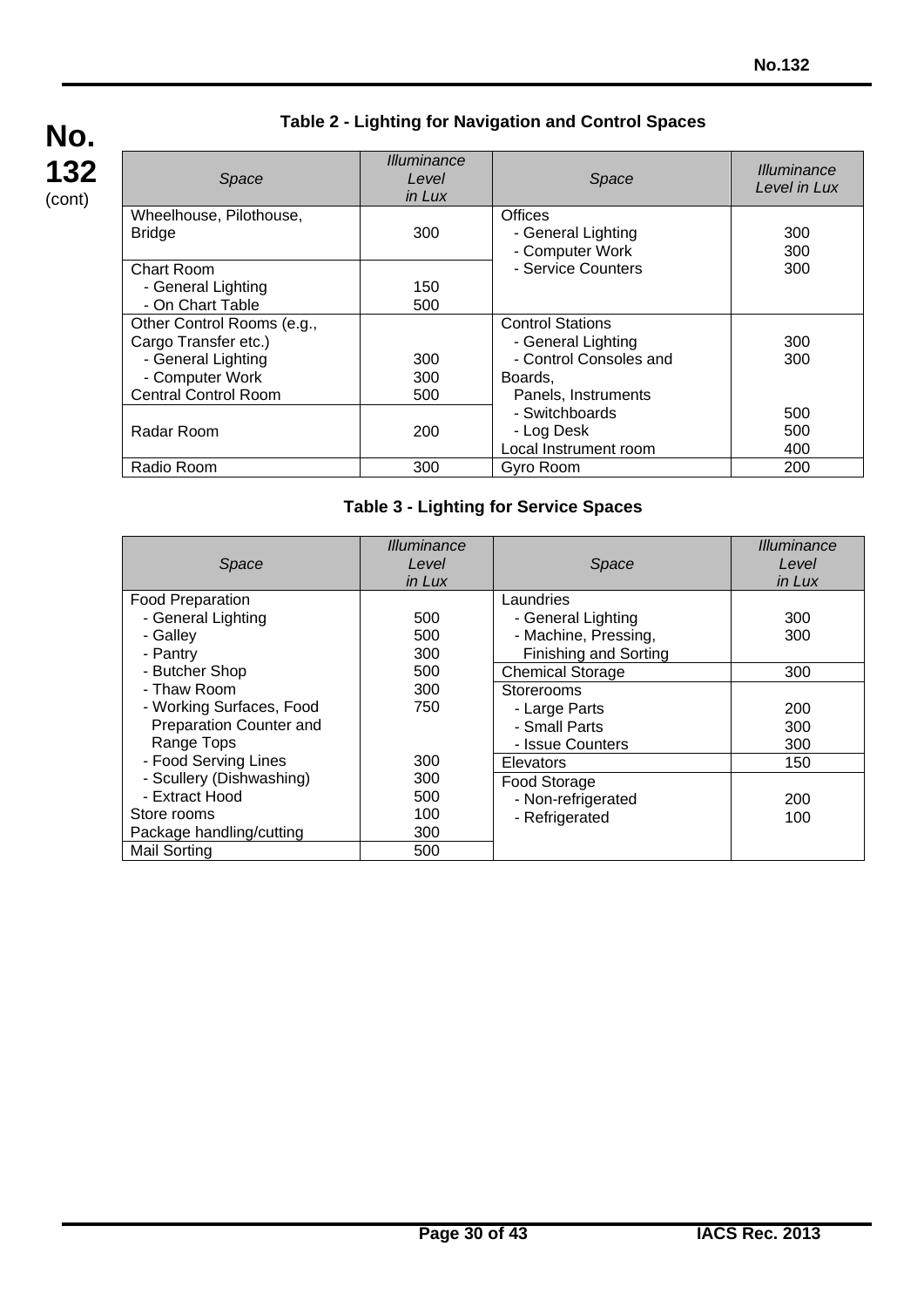### Table 2 - Lighting for Navigation and Control Spaces

| *Space* | *Illuminance Level in Lux* | *Space* | *Illuminance Level in Lux* |
|---|---|---|---|
| Wheelhouse, Pilothouse, Bridge | 300 | Offices<br>- General Lighting<br>- Computer Work<br>- Service Counters | <br>300<br>300<br>300 |
| Chart Room<br>- General Lighting<br>- On Chart Table | <br>150<br>500 | | |
| Other Control Rooms (e.g., Cargo Transfer etc.)<br>- General Lighting<br>- Computer Work<br>Central Control Room | <br><br>300<br>300<br>500 | Control Stations<br>- General Lighting<br>- Control Consoles and Boards, Panels, Instruments<br>- Switchboards<br>- Log Desk<br>Local Instrument room | <br>300<br>300<br><br>500<br>500<br>400 |
| Radar Room | 200 | | |
| Radio Room | 300 | Gyro Room | 200 |

### Table 3 - Lighting for Service Spaces

| *Space* | *Illuminance Level in Lux* | *Space* | *Illuminance Level in Lux* |
|---|---|---|---|
| Food Preparation<br>- General Lighting<br>- Galley<br>- Pantry<br>- Butcher Shop<br>- Thaw Room<br>- Working Surfaces, Food Preparation Counter and Range Tops<br>- Food Serving Lines<br>- Scullery (Dishwashing)<br>- Extract Hood<br>Store rooms<br>Package handling/cutting | <br>500<br>500<br>300<br>500<br>300<br>750<br><br><br>300<br>300<br>500<br>100<br>300 | Laundries<br>- General Lighting<br>- Machine, Pressing, Finishing and Sorting | <br>300<br>300 |
| | | Chemical Storage | 300 |
| | | Storerooms<br>- Large Parts<br>- Small Parts<br>- Issue Counters | <br>200<br>300<br>300 |
| | | Elevators | 150 |
| | | Food Storage<br>- Non-refrigerated<br>- Refrigerated | <br>200<br>100 |
| Mail Sorting | 500 | | |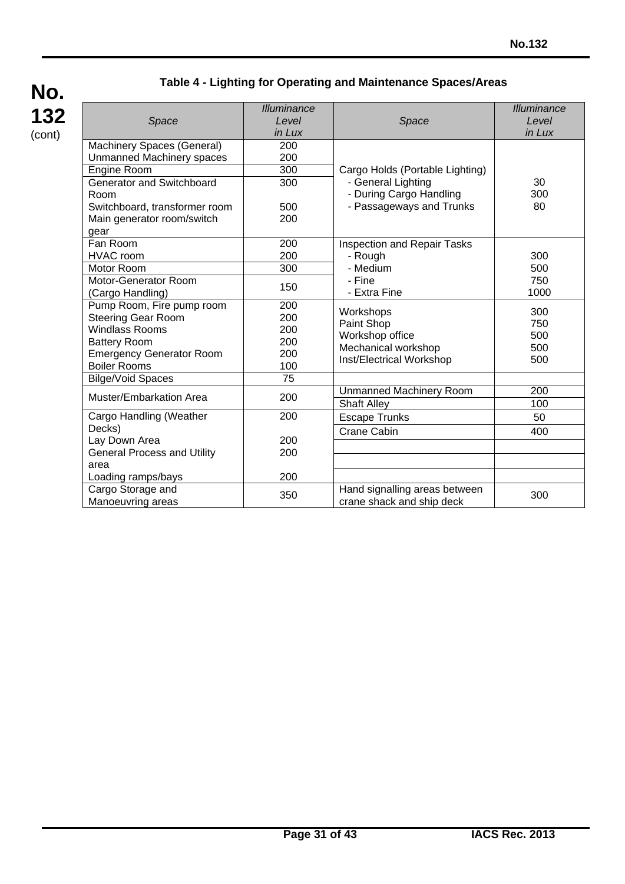**No. 132** (cont)

### Table 4 - Lighting for Operating and Maintenance Spaces/Areas

| *Space* | *Illuminance Level in Lux* | *Space* | *Illuminance Level in Lux* |
|---|---|---|---|
| Machinery Spaces (General)<br>Unmanned Machinery spaces | 200<br>200 | Cargo Holds (Portable Lighting)<br>- General Lighting<br>- During Cargo Handling<br>- Passageways and Trunks | <br>30<br>300<br>80 |
| Engine Room | 300 | | |
| Generator and Switchboard Room<br>Switchboard, transformer room<br>Main generator room/switch gear | 300<br><br>500<br>200 | | |
| Fan Room<br>HVAC room | 200<br>200 | Inspection and Repair Tasks<br>- Rough<br>- Medium<br>- Fine<br>- Extra Fine | <br>300<br>500<br>750<br>1000 |
| Motor Room | 300 | | |
| Motor-Generator Room (Cargo Handling) | 150 | | |
| Pump Room, Fire pump room<br>Steering Gear Room<br>Windlass Rooms<br>Battery Room<br>Emergency Generator Room<br>Boiler Rooms | 200<br>200<br>200<br>200<br>200<br>100 | Workshops<br>Paint Shop<br>Workshop office<br>Mechanical workshop<br>Inst/Electrical Workshop | 300<br>750<br>500<br>500<br>500 |
| Bilge/Void Spaces | 75 | | |
| Muster/Embarkation Area | 200 | Unmanned Machinery Room | 200 |
| | | Shaft Alley | 100 |
| Cargo Handling (Weather Decks)<br>Lay Down Area<br>General Process and Utility area<br>Loading ramps/bays | 200<br><br>200<br>200<br><br>200 | Escape Trunks | 50 |
| | | Crane Cabin | 400 |
| | | | |
| | | | |
| | | | |
| Cargo Storage and Manoeuvring areas | 350 | Hand signalling areas between crane shack and ship deck | 300 |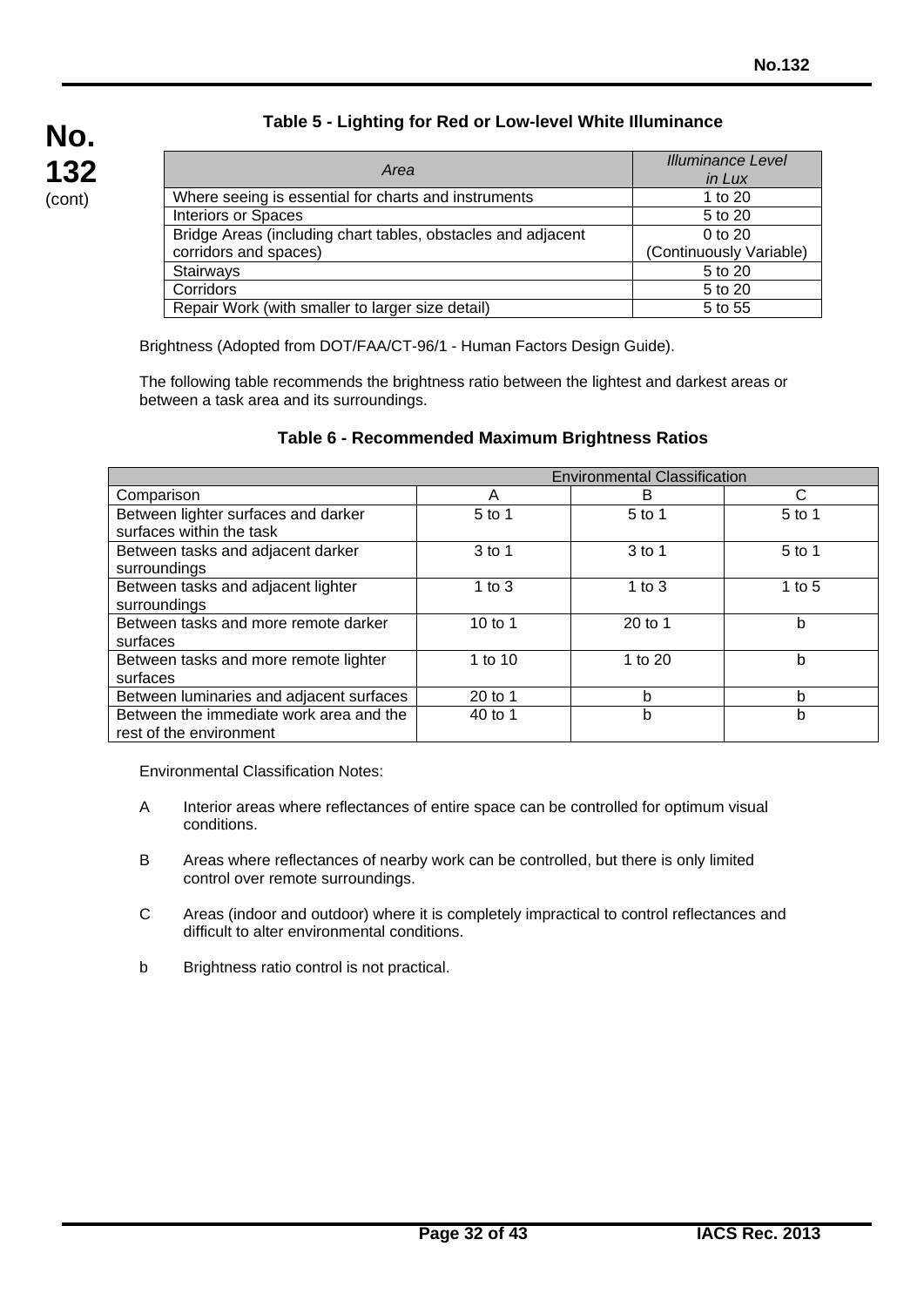### Table 5 - Lighting for Red or Low-level White Illuminance

| *Area* | *Illuminance Level in Lux* |
|---|---|
| Where seeing is essential for charts and instruments | 1 to 20 |
| Interiors or Spaces | 5 to 20 |
| Bridge Areas (including chart tables, obstacles and adjacent corridors and spaces) | 0 to 20 (Continuously Variable) |
| Stairways | 5 to 20 |
| Corridors | 5 to 20 |
| Repair Work (with smaller to larger size detail) | 5 to 55 |

Brightness (Adopted from DOT/FAA/CT-96/1 - Human Factors Design Guide).

The following table recommends the brightness ratio between the lightest and darkest areas or between a task area and its surroundings.

### Table 6 - Recommended Maximum Brightness Ratios

| | Environmental Classification | | |
|---|---|---|---|
| Comparison | A | B | C |
| Between lighter surfaces and darker surfaces within the task | 5 to 1 | 5 to 1 | 5 to 1 |
| Between tasks and adjacent darker surroundings | 3 to 1 | 3 to 1 | 5 to 1 |
| Between tasks and adjacent lighter surroundings | 1 to 3 | 1 to 3 | 1 to 5 |
| Between tasks and more remote darker surfaces | 10 to 1 | 20 to 1 | b |
| Between tasks and more remote lighter surfaces | 1 to 10 | 1 to 20 | b |
| Between luminaries and adjacent surfaces | 20 to 1 | b | b |
| Between the immediate work area and the rest of the environment | 40 to 1 | b | b |

Environmental Classification Notes:

A Interior areas where reflectances of entire space can be controlled for optimum visual conditions.

B Areas where reflectances of nearby work can be controlled, but there is only limited control over remote surroundings.

C Areas (indoor and outdoor) where it is completely impractical to control reflectances and difficult to alter environmental conditions.

b Brightness ratio control is not practical.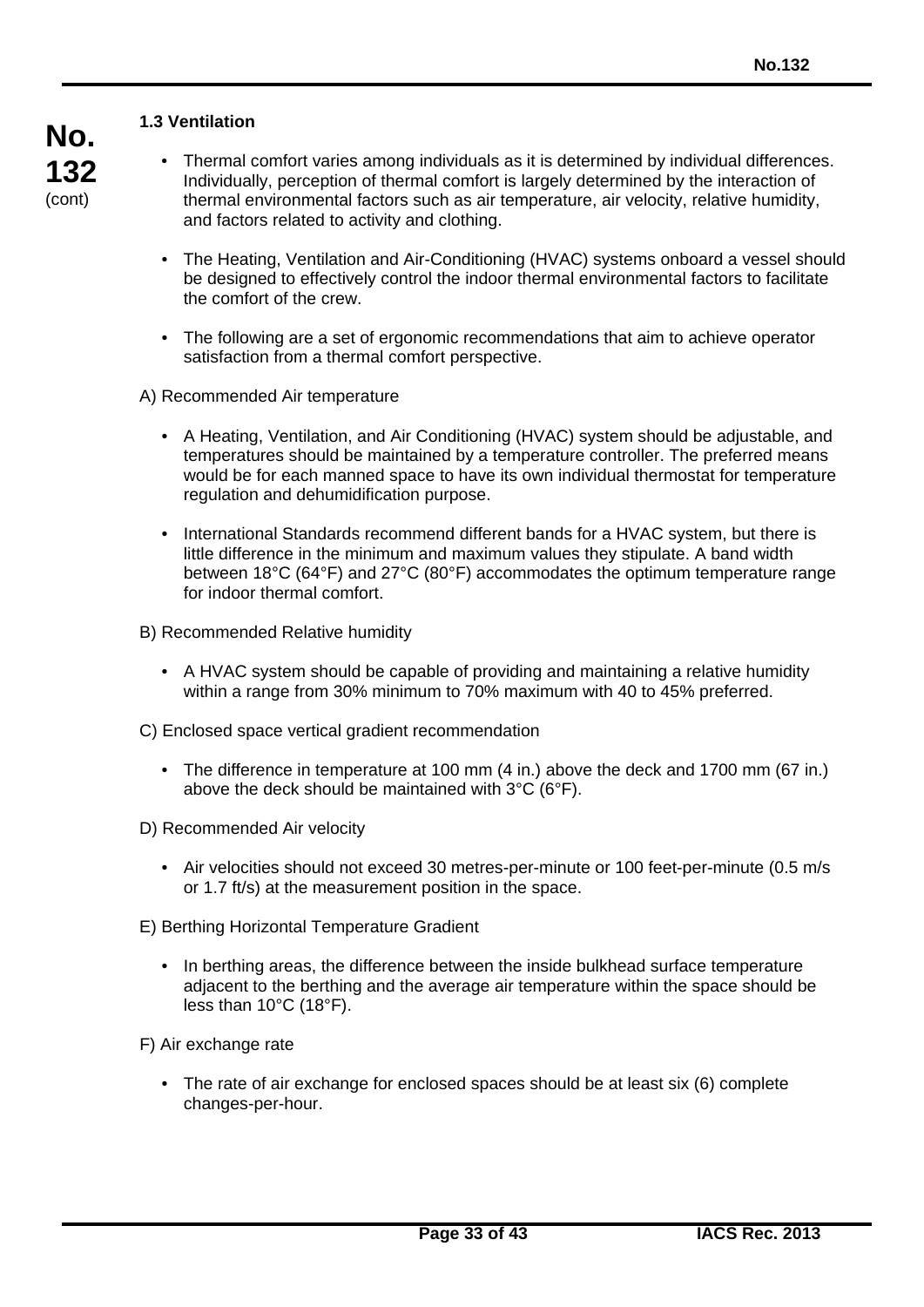### 1.3 Ventilation

- Thermal comfort varies among individuals as it is determined by individual differences. Individually, perception of thermal comfort is largely determined by the interaction of thermal environmental factors such as air temperature, air velocity, relative humidity, and factors related to activity and clothing.

- The Heating, Ventilation and Air-Conditioning (HVAC) systems onboard a vessel should be designed to effectively control the indoor thermal environmental factors to facilitate the comfort of the crew.

- The following are a set of ergonomic recommendations that aim to achieve operator satisfaction from a thermal comfort perspective.

A) Recommended Air temperature

- A Heating, Ventilation, and Air Conditioning (HVAC) system should be adjustable, and temperatures should be maintained by a temperature controller. The preferred means would be for each manned space to have its own individual thermostat for temperature regulation and dehumidification purpose.

- International Standards recommend different bands for a HVAC system, but there is little difference in the minimum and maximum values they stipulate. A band width between 18°C (64°F) and 27°C (80°F) accommodates the optimum temperature range for indoor thermal comfort.

B) Recommended Relative humidity

- A HVAC system should be capable of providing and maintaining a relative humidity within a range from 30% minimum to 70% maximum with 40 to 45% preferred.

C) Enclosed space vertical gradient recommendation

- The difference in temperature at 100 mm (4 in.) above the deck and 1700 mm (67 in.) above the deck should be maintained with 3°C (6°F).

D) Recommended Air velocity

- Air velocities should not exceed 30 metres-per-minute or 100 feet-per-minute (0.5 m/s or 1.7 ft/s) at the measurement position in the space.

E) Berthing Horizontal Temperature Gradient

- In berthing areas, the difference between the inside bulkhead surface temperature adjacent to the berthing and the average air temperature within the space should be less than 10°C (18°F).

F) Air exchange rate

- The rate of air exchange for enclosed spaces should be at least six (6) complete changes-per-hour.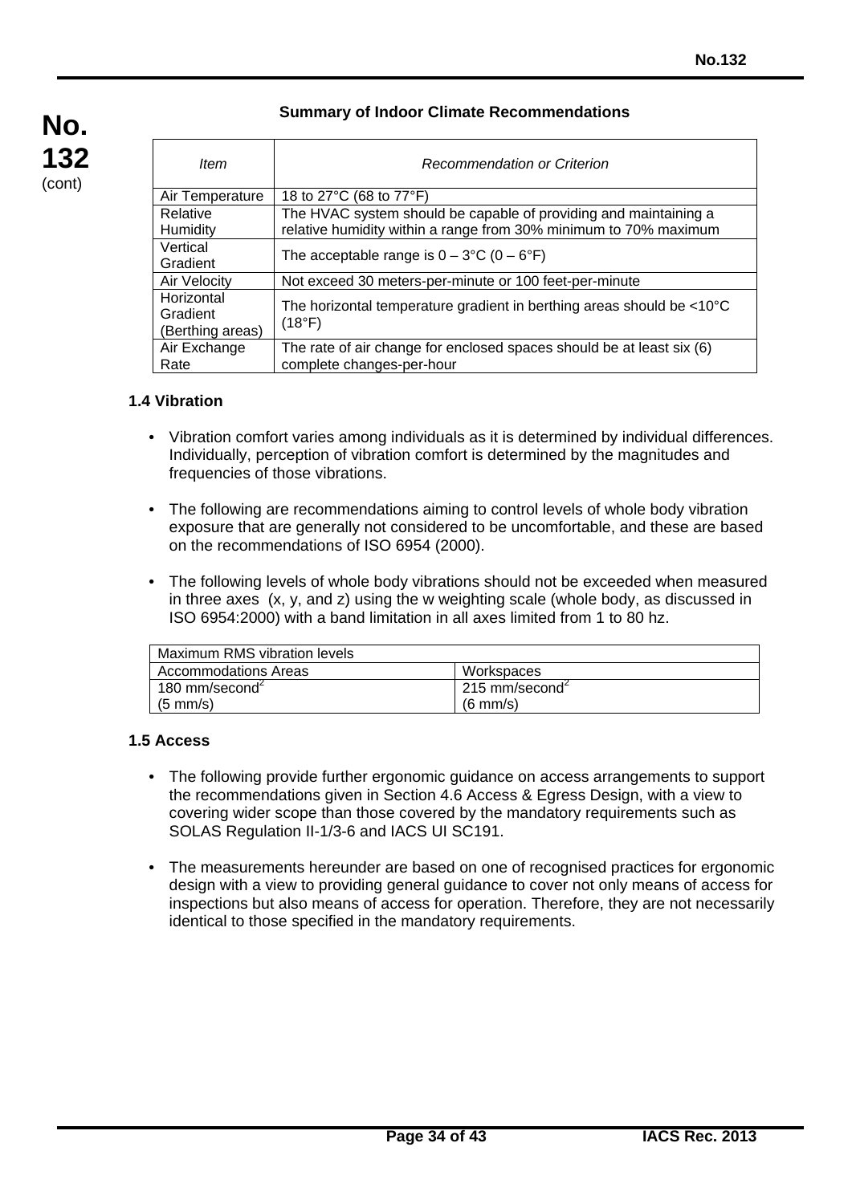**Summary of Indoor Climate Recommendations**

| *Item* | *Recommendation or Criterion* |
|---|---|
| Air Temperature | 18 to 27°C (68 to 77°F) |
| Relative Humidity | The HVAC system should be capable of providing and maintaining a relative humidity within a range from 30% minimum to 70% maximum |
| Vertical Gradient | The acceptable range is 0 – 3°C (0 – 6°F) |
| Air Velocity | Not exceed 30 meters-per-minute or 100 feet-per-minute |
| Horizontal Gradient (Berthing areas) | The horizontal temperature gradient in berthing areas should be <10°C (18°F) |
| Air Exchange Rate | The rate of air change for enclosed spaces should be at least six (6) complete changes-per-hour |

**1.4 Vibration**

- Vibration comfort varies among individuals as it is determined by individual differences. Individually, perception of vibration comfort is determined by the magnitudes and frequencies of those vibrations.
- The following are recommendations aiming to control levels of whole body vibration exposure that are generally not considered to be uncomfortable, and these are based on the recommendations of ISO 6954 (2000).
- The following levels of whole body vibrations should not be exceeded when measured in three axes (x, y, and z) using the w weighting scale (whole body, as discussed in ISO 6954:2000) with a band limitation in all axes limited from 1 to 80 hz.

| Maximum RMS vibration levels | |
|---|---|
| Accommodations Areas | Workspaces |
| 180 mm/second$^2$ (5 mm/s) | 215 mm/second$^2$ (6 mm/s) |

**1.5 Access**

- The following provide further ergonomic guidance on access arrangements to support the recommendations given in Section 4.6 Access & Egress Design, with a view to covering wider scope than those covered by the mandatory requirements such as SOLAS Regulation II-1/3-6 and IACS UI SC191.
- The measurements hereunder are based on one of recognised practices for ergonomic design with a view to providing general guidance to cover not only means of access for inspections but also means of access for operation. Therefore, they are not necessarily identical to those specified in the mandatory requirements.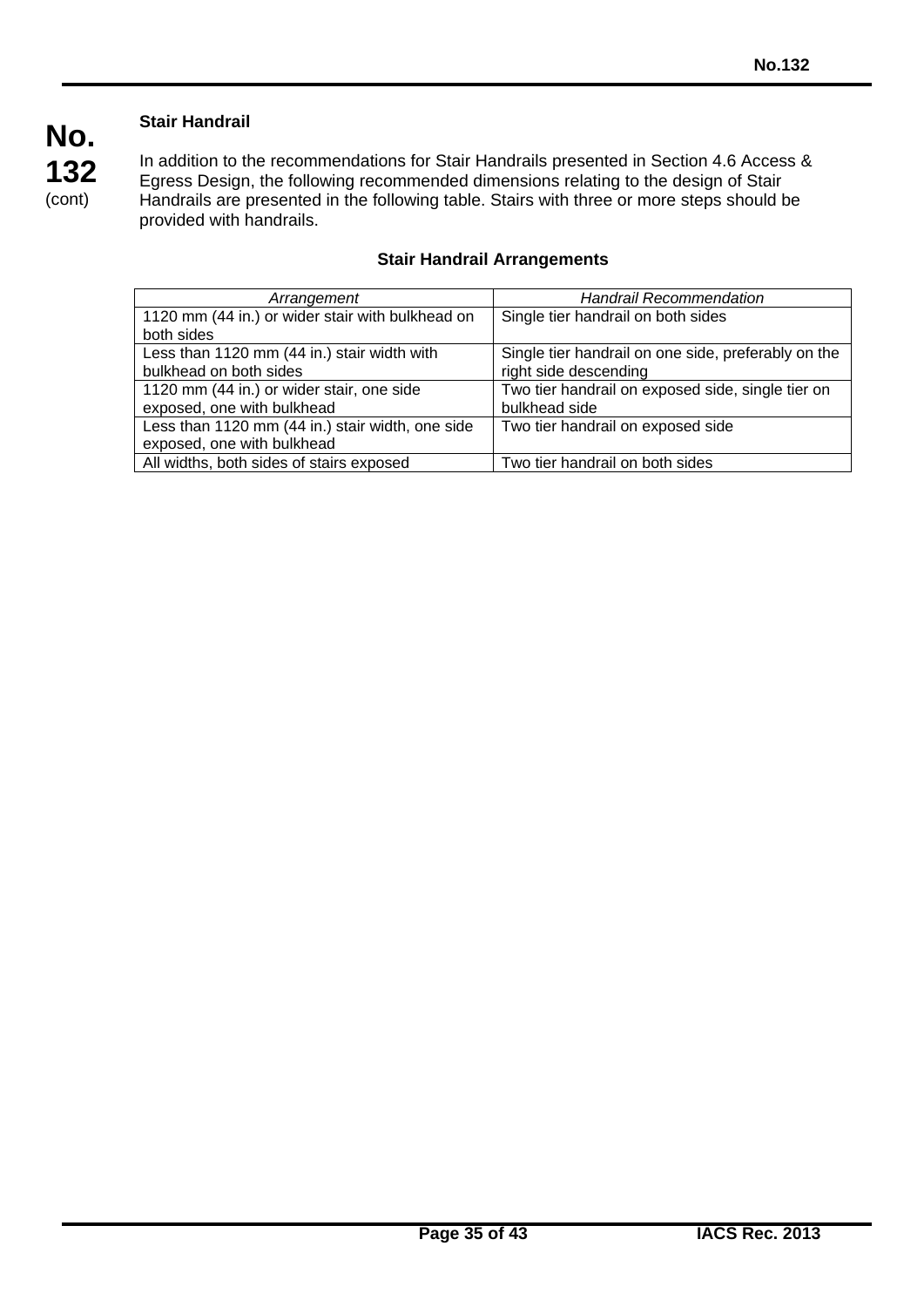**Stair Handrail**

In addition to the recommendations for Stair Handrails presented in Section 4.6 Access & Egress Design, the following recommended dimensions relating to the design of Stair Handrails are presented in the following table. Stairs with three or more steps should be provided with handrails.

**Stair Handrail Arrangements**

| *Arrangement* | *Handrail Recommendation* |
|---|---|
| 1120 mm (44 in.) or wider stair with bulkhead on both sides | Single tier handrail on both sides |
| Less than 1120 mm (44 in.) stair width with bulkhead on both sides | Single tier handrail on one side, preferably on the right side descending |
| 1120 mm (44 in.) or wider stair, one side exposed, one with bulkhead | Two tier handrail on exposed side, single tier on bulkhead side |
| Less than 1120 mm (44 in.) stair width, one side exposed, one with bulkhead | Two tier handrail on exposed side |
| All widths, both sides of stairs exposed | Two tier handrail on both sides |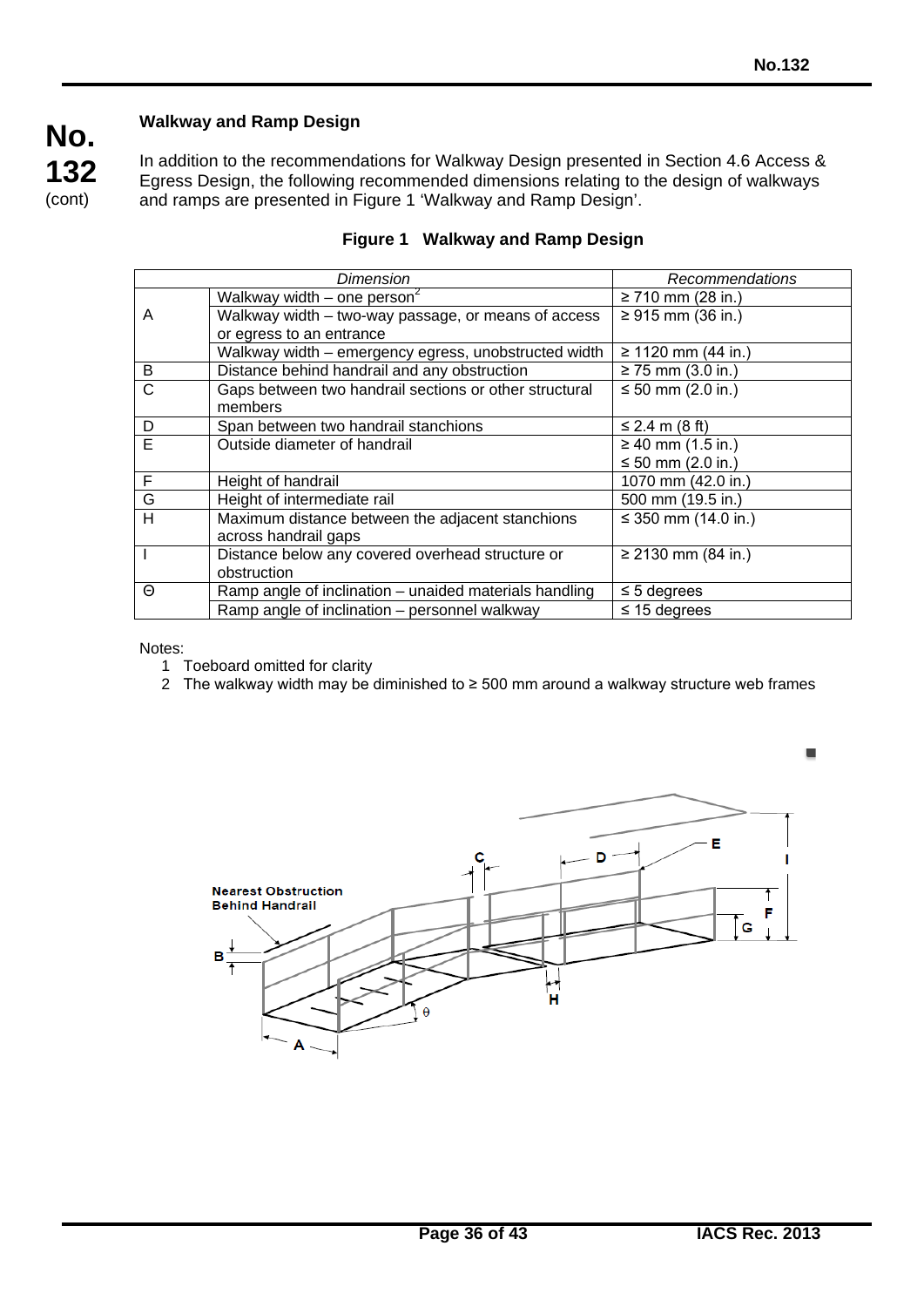### Walkway and Ramp Design

In addition to the recommendations for Walkway Design presented in Section 4.6 Access & Egress Design, the following recommended dimensions relating to the design of walkways and ramps are presented in Figure 1 'Walkway and Ramp Design'.

**Figure 1 Walkway and Ramp Design**

| *Dimension* | | *Recommendations* |
|---|---|---|
| A | Walkway width – one person[2] | ≥ 710 mm (28 in.) |
| | Walkway width – two-way passage, or means of access or egress to an entrance | ≥ 915 mm (36 in.) |
| | Walkway width – emergency egress, unobstructed width | ≥ 1120 mm (44 in.) |
| B | Distance behind handrail and any obstruction | ≥ 75 mm (3.0 in.) |
| C | Gaps between two handrail sections or other structural members | ≤ 50 mm (2.0 in.) |
| D | Span between two handrail stanchions | ≤ 2.4 m (8 ft) |
| E | Outside diameter of handrail | ≥ 40 mm (1.5 in.)<br>≤ 50 mm (2.0 in.) |
| F | Height of handrail | 1070 mm (42.0 in.) |
| G | Height of intermediate rail | 500 mm (19.5 in.) |
| H | Maximum distance between the adjacent stanchions across handrail gaps | ≤ 350 mm (14.0 in.) |
| I | Distance below any covered overhead structure or obstruction | ≥ 2130 mm (84 in.) |
| Θ | Ramp angle of inclination – unaided materials handling | ≤ 5 degrees |
| | Ramp angle of inclination – personnel walkway | ≤ 15 degrees |

Notes:

1. Toeboard omitted for clarity
2. The walkway width may be diminished to ≥ 500 mm around a walkway structure web frames

■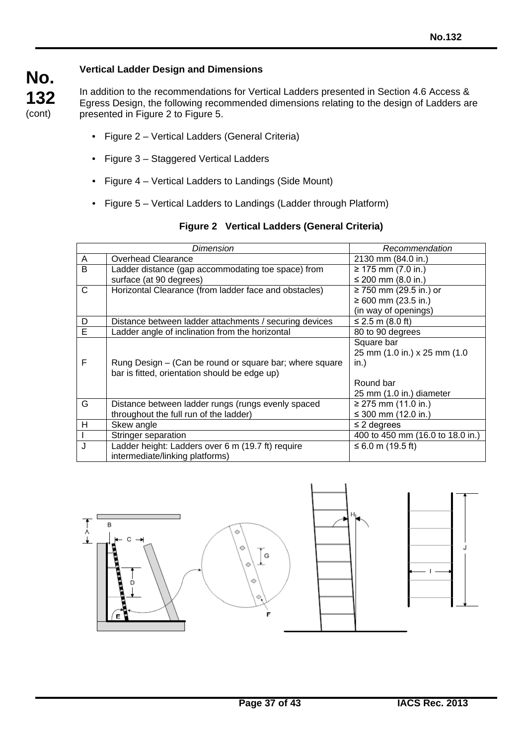**No. 132** (cont)

### Vertical Ladder Design and Dimensions

In addition to the recommendations for Vertical Ladders presented in Section 4.6 Access & Egress Design, the following recommended dimensions relating to the design of Ladders are presented in Figure 2 to Figure 5.

- Figure 2 – Vertical Ladders (General Criteria)
- Figure 3 – Staggered Vertical Ladders
- Figure 4 – Vertical Ladders to Landings (Side Mount)
- Figure 5 – Vertical Ladders to Landings (Ladder through Platform)

**Figure 2 Vertical Ladders (General Criteria)**

| | *Dimension* | *Recommendation* |
|---|---|---|
| A | Overhead Clearance | 2130 mm (84.0 in.) |
| B | Ladder distance (gap accommodating toe space) from surface (at 90 degrees) | ≥ 175 mm (7.0 in.)<br>≤ 200 mm (8.0 in.) |
| C | Horizontal Clearance (from ladder face and obstacles) | ≥ 750 mm (29.5 in.) or<br>≥ 600 mm (23.5 in.)<br>(in way of openings) |
| D | Distance between ladder attachments / securing devices | ≤ 2.5 m (8.0 ft) |
| E | Ladder angle of inclination from the horizontal | 80 to 90 degrees |
| F | Rung Design – (Can be round or square bar; where square bar is fitted, orientation should be edge up) | Square bar<br>25 mm (1.0 in.) x 25 mm (1.0 in.)<br><br>Round bar<br>25 mm (1.0 in.) diameter |
| G | Distance between ladder rungs (rungs evenly spaced throughout the full run of the ladder) | ≥ 275 mm (11.0 in.)<br>≤ 300 mm (12.0 in.) |
| H | Skew angle | ≤ 2 degrees |
| I | Stringer separation | 400 to 450 mm (16.0 to 18.0 in.) |
| J | Ladder height: Ladders over 6 m (19.7 ft) require intermediate/linking platforms) | ≤ 6.0 m (19.5 ft) |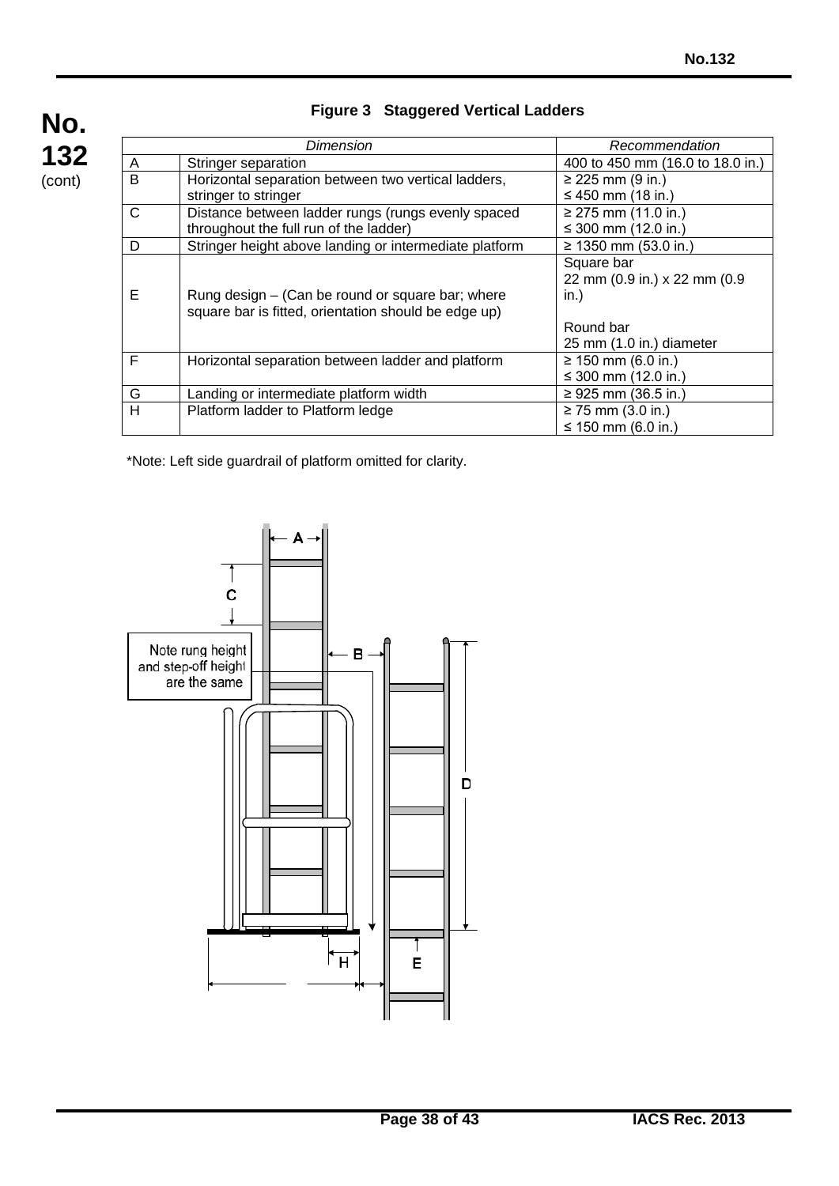**Figure 3 Staggered Vertical Ladders**

| | *Dimension* | *Recommendation* |
|---|---|---|
| A | Stringer separation | 400 to 450 mm (16.0 to 18.0 in.) |
| B | Horizontal separation between two vertical ladders, stringer to stringer | ≥ 225 mm (9 in.)<br>≤ 450 mm (18 in.) |
| C | Distance between ladder rungs (rungs evenly spaced throughout the full run of the ladder) | ≥ 275 mm (11.0 in.)<br>≤ 300 mm (12.0 in.) |
| D | Stringer height above landing or intermediate platform | ≥ 1350 mm (53.0 in.) |
| E | Rung design – (Can be round or square bar; where square bar is fitted, orientation should be edge up) | Square bar<br>22 mm (0.9 in.) x 22 mm (0.9 in.)<br><br>Round bar<br>25 mm (1.0 in.) diameter |
| F | Horizontal separation between ladder and platform | ≥ 150 mm (6.0 in.)<br>≤ 300 mm (12.0 in.) |
| G | Landing or intermediate platform width | ≥ 925 mm (36.5 in.) |
| H | Platform ladder to Platform ledge | ≥ 75 mm (3.0 in.)<br>≤ 150 mm (6.0 in.) |

*Note: Left side guardrail of platform omitted for clarity.

Note rung height and step-off height are the same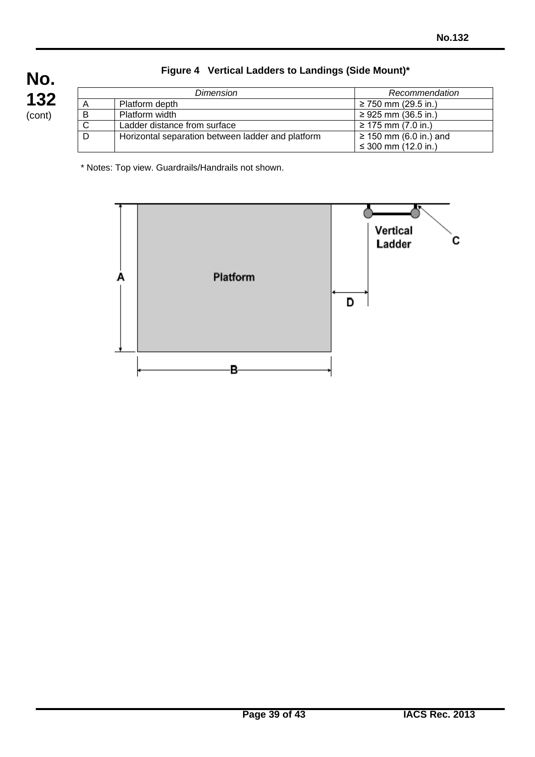**Figure 4 Vertical Ladders to Landings (Side Mount)***

| | *Dimension* | *Recommendation* |
|---|---|---|
| A | Platform depth | ≥ 750 mm (29.5 in.) |
| B | Platform width | ≥ 925 mm (36.5 in.) |
| C | Ladder distance from surface | ≥ 175 mm (7.0 in.) |
| D | Horizontal separation between ladder and platform | ≥ 150 mm (6.0 in.) and ≤ 300 mm (12.0 in.) |

* Notes: Top view. Guardrails/Handrails not shown.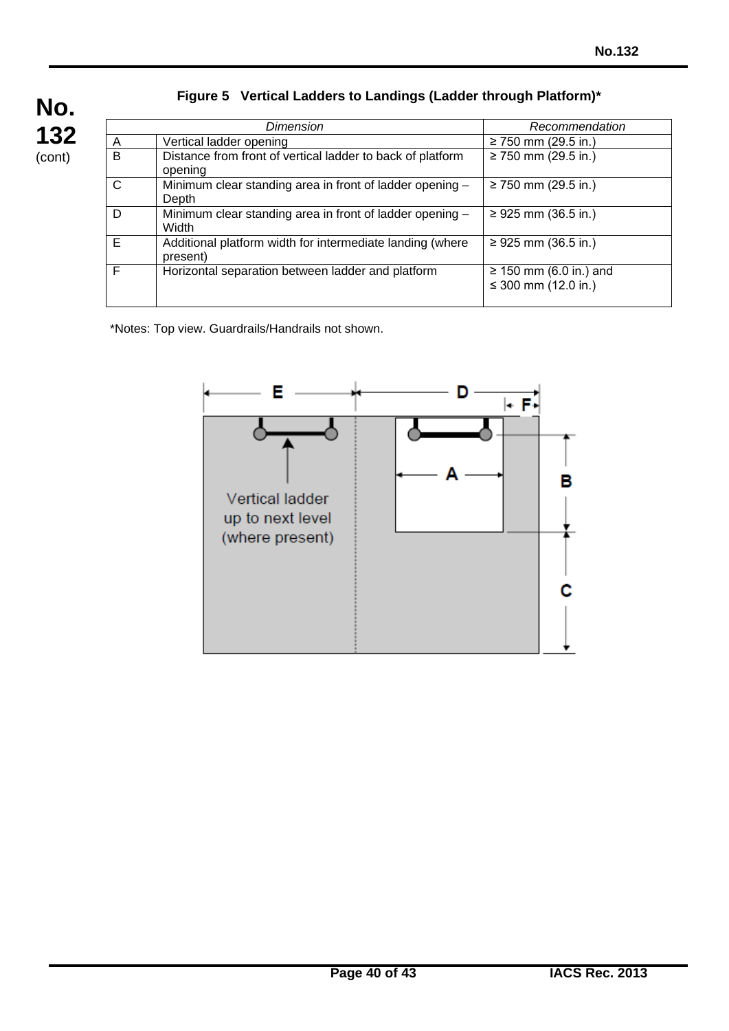**Figure 5 Vertical Ladders to Landings (Ladder through Platform)***

| Dimension | | Recommendation |
|---|---|---|
| A | Vertical ladder opening | ≥ 750 mm (29.5 in.) |
| B | Distance from front of vertical ladder to back of platform opening | ≥ 750 mm (29.5 in.) |
| C | Minimum clear standing area in front of ladder opening – Depth | ≥ 750 mm (29.5 in.) |
| D | Minimum clear standing area in front of ladder opening – Width | ≥ 925 mm (36.5 in.) |
| E | Additional platform width for intermediate landing (where present) | ≥ 925 mm (36.5 in.) |
| F | Horizontal separation between ladder and platform | ≥ 150 mm (6.0 in.) and ≤ 300 mm (12.0 in.) |

*Notes: Top view. Guardrails/Handrails not shown.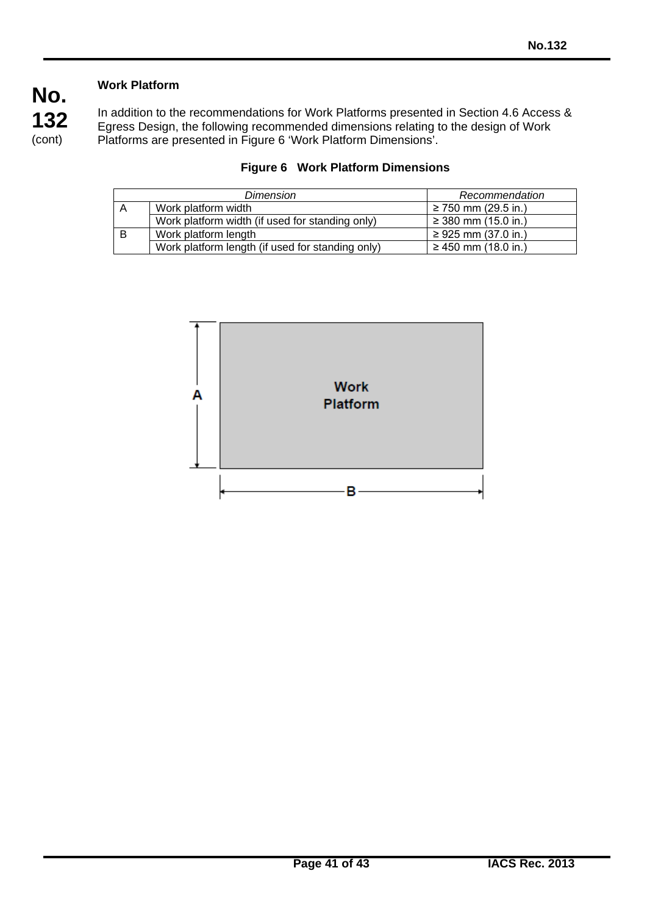**Work Platform**

In addition to the recommendations for Work Platforms presented in Section 4.6 Access & Egress Design, the following recommended dimensions relating to the design of Work Platforms are presented in Figure 6 'Work Platform Dimensions'.

**Figure 6 Work Platform Dimensions**

| *Dimension* | | *Recommendation* |
|---|---|---|
| A | Work platform width | ≥ 750 mm (29.5 in.) |
| | Work platform width (if used for standing only) | ≥ 380 mm (15.0 in.) |
| B | Work platform length | ≥ 925 mm (37.0 in.) |
| | Work platform length (if used for standing only) | ≥ 450 mm (18.0 in.) |

A

Work Platform

B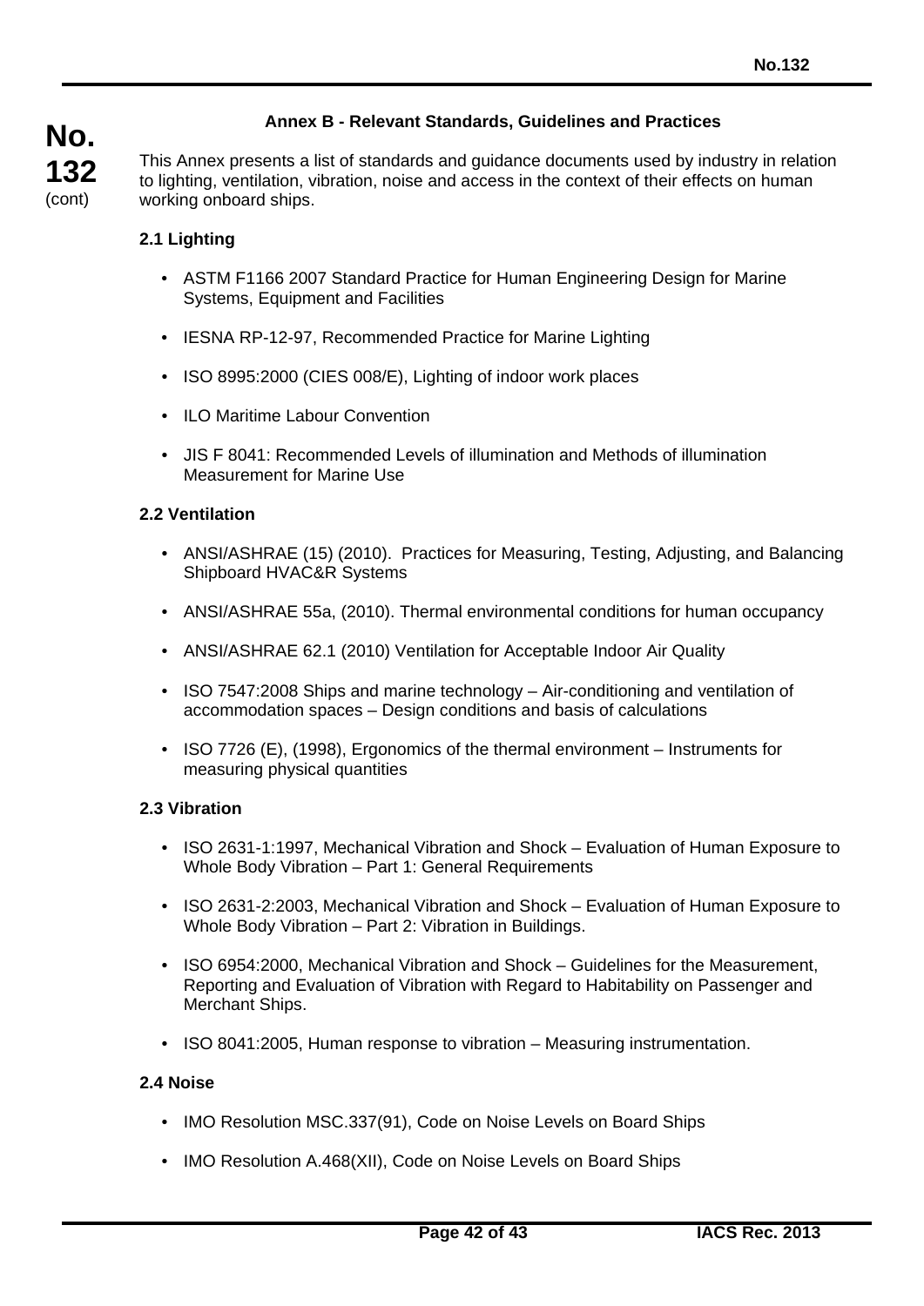## Annex B - Relevant Standards, Guidelines and Practices

This Annex presents a list of standards and guidance documents used by industry in relation to lighting, ventilation, vibration, noise and access in the context of their effects on human working onboard ships.

### 2.1 Lighting

- ASTM F1166 2007 Standard Practice for Human Engineering Design for Marine Systems, Equipment and Facilities
- IESNA RP-12-97, Recommended Practice for Marine Lighting
- ISO 8995:2000 (CIES 008/E), Lighting of indoor work places
- ILO Maritime Labour Convention
- JIS F 8041: Recommended Levels of illumination and Methods of illumination Measurement for Marine Use

### 2.2 Ventilation

- ANSI/ASHRAE (15) (2010). Practices for Measuring, Testing, Adjusting, and Balancing Shipboard HVAC&R Systems
- ANSI/ASHRAE 55a, (2010). Thermal environmental conditions for human occupancy
- ANSI/ASHRAE 62.1 (2010) Ventilation for Acceptable Indoor Air Quality
- ISO 7547:2008 Ships and marine technology – Air-conditioning and ventilation of accommodation spaces – Design conditions and basis of calculations
- ISO 7726 (E), (1998), Ergonomics of the thermal environment – Instruments for measuring physical quantities

### 2.3 Vibration

- ISO 2631-1:1997, Mechanical Vibration and Shock – Evaluation of Human Exposure to Whole Body Vibration – Part 1: General Requirements
- ISO 2631-2:2003, Mechanical Vibration and Shock – Evaluation of Human Exposure to Whole Body Vibration – Part 2: Vibration in Buildings.
- ISO 6954:2000, Mechanical Vibration and Shock – Guidelines for the Measurement, Reporting and Evaluation of Vibration with Regard to Habitability on Passenger and Merchant Ships.
- ISO 8041:2005, Human response to vibration – Measuring instrumentation.

### 2.4 Noise

- IMO Resolution MSC.337(91), Code on Noise Levels on Board Ships
- IMO Resolution A.468(XII), Code on Noise Levels on Board Ships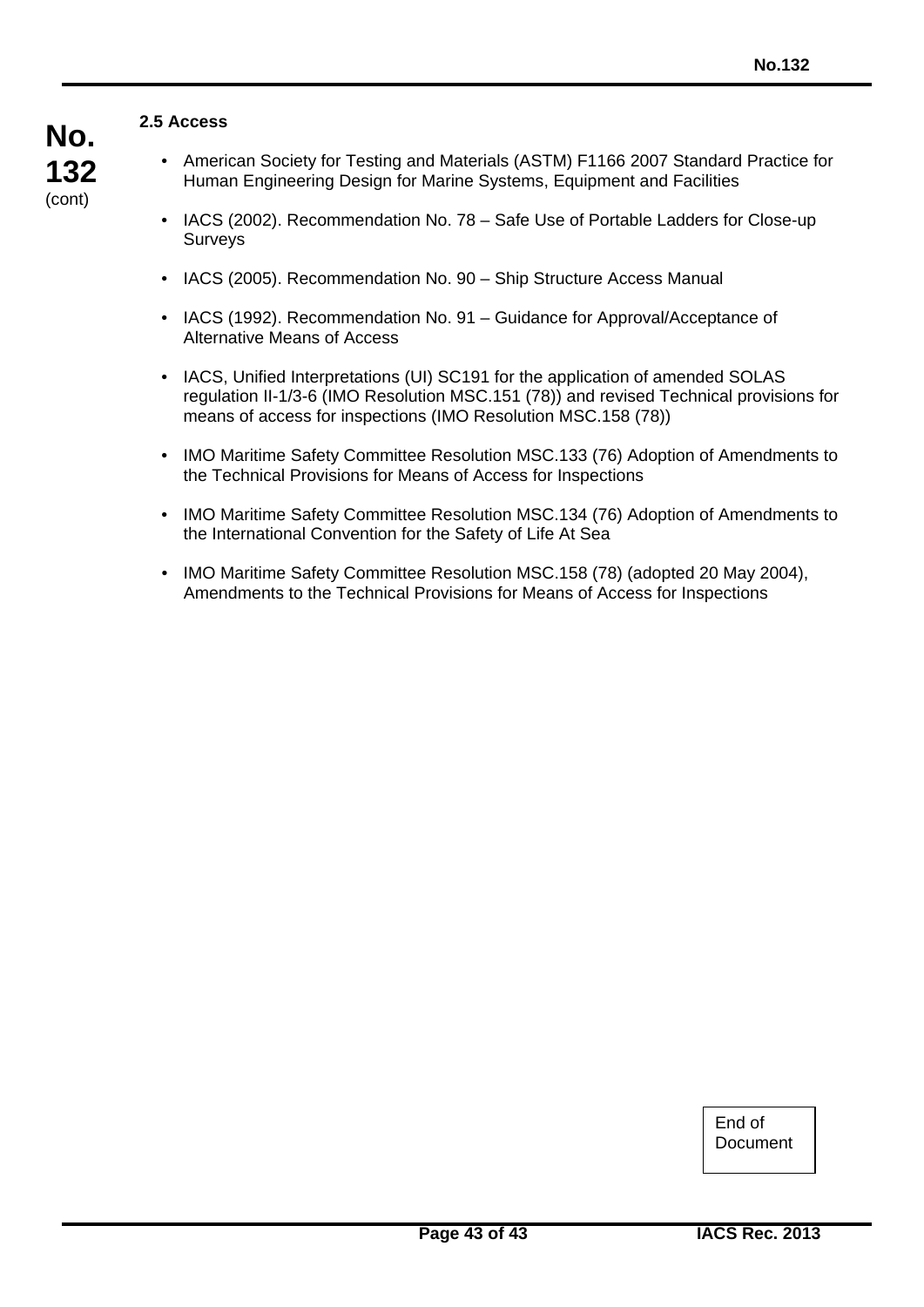**2.5 Access**

- American Society for Testing and Materials (ASTM) F1166 2007 Standard Practice for Human Engineering Design for Marine Systems, Equipment and Facilities
- IACS (2002). Recommendation No. 78 – Safe Use of Portable Ladders for Close-up Surveys
- IACS (2005). Recommendation No. 90 – Ship Structure Access Manual
- IACS (1992). Recommendation No. 91 – Guidance for Approval/Acceptance of Alternative Means of Access
- IACS, Unified Interpretations (UI) SC191 for the application of amended SOLAS regulation II-1/3-6 (IMO Resolution MSC.151 (78)) and revised Technical provisions for means of access for inspections (IMO Resolution MSC.158 (78))
- IMO Maritime Safety Committee Resolution MSC.133 (76) Adoption of Amendments to the Technical Provisions for Means of Access for Inspections
- IMO Maritime Safety Committee Resolution MSC.134 (76) Adoption of Amendments to the International Convention for the Safety of Life At Sea
- IMO Maritime Safety Committee Resolution MSC.158 (78) (adopted 20 May 2004), Amendments to the Technical Provisions for Means of Access for Inspections

End of Document